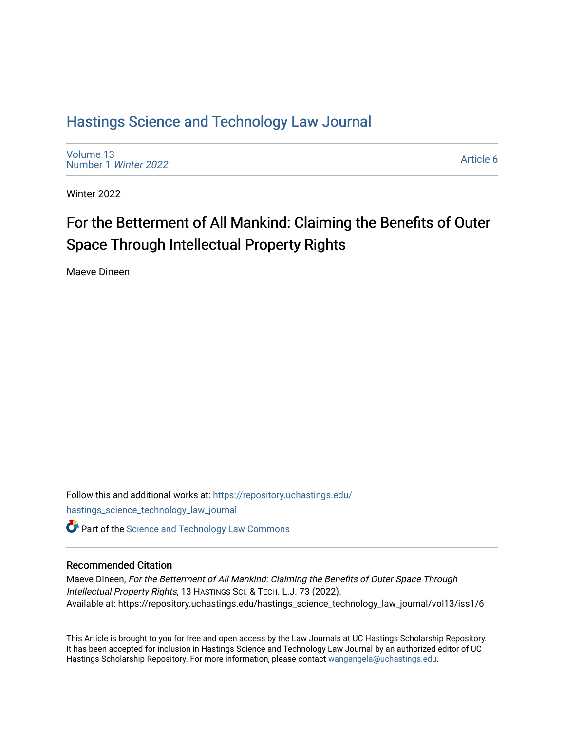# Hastings Science and Technology Law Journal

Volume 13
Number 1 *Winter 2022*

Article 6

Winter 2022

## For the Betterment of All Mankind: Claiming the Benefits of Outer Space Through Intellectual Property Rights

Maeve Dineen

Follow this and additional works at: https://repository.uchastings.edu/hastings_science_technology_law_journal

Part of the Science and Technology Law Commons

### Recommended Citation

Maeve Dineen, *For the Betterment of All Mankind: Claiming the Benefits of Outer Space Through Intellectual Property Rights*, 13 HASTINGS SCI. & TECH. L.J. 73 (2022).
Available at: https://repository.uchastings.edu/hastings_science_technology_law_journal/vol13/iss1/6

This Article is brought to you for free and open access by the Law Journals at UC Hastings Scholarship Repository. It has been accepted for inclusion in Hastings Science and Technology Law Journal by an authorized editor of UC Hastings Scholarship Repository. For more information, please contact wangangela@uchastings.edu.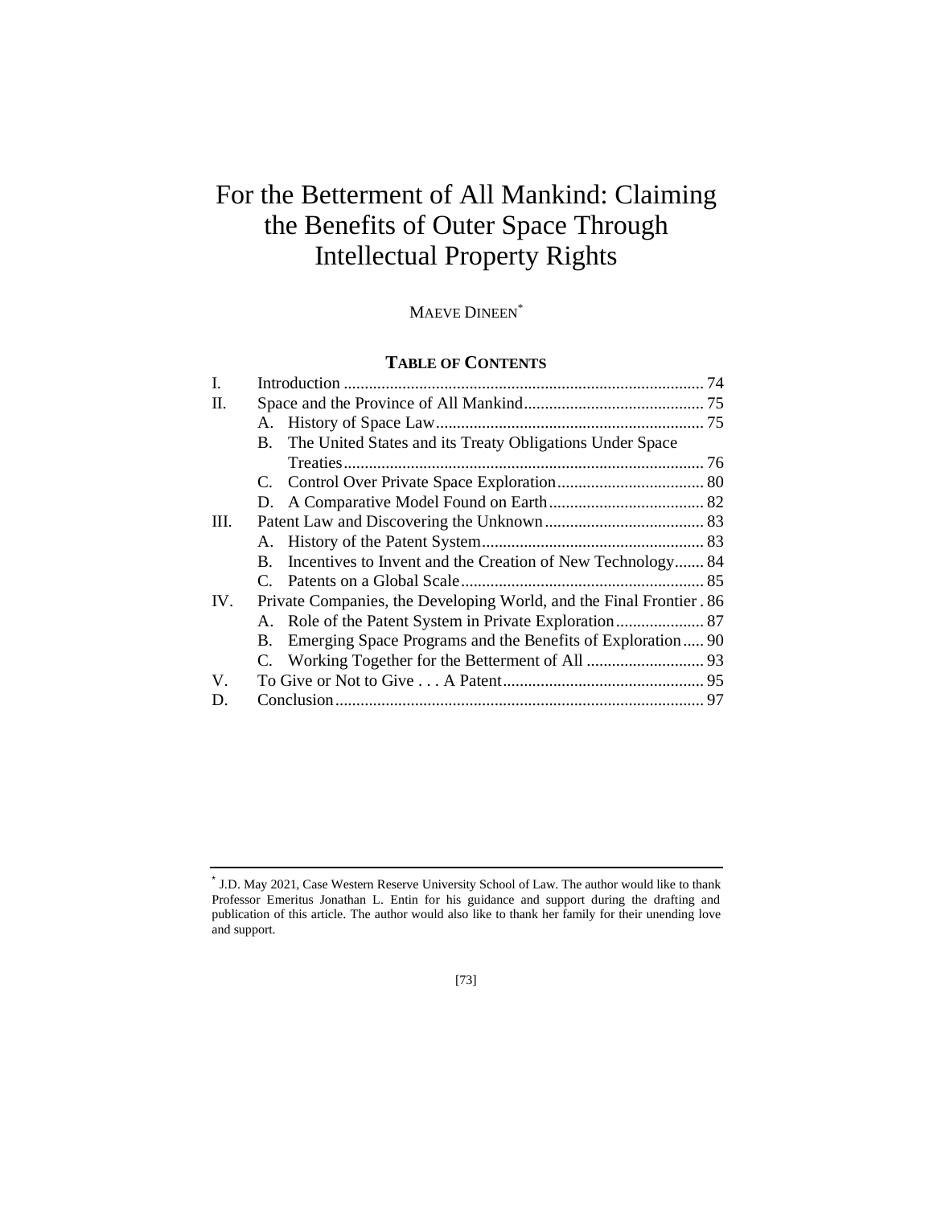# For the Betterment of All Mankind: Claiming the Benefits of Outer Space Through Intellectual Property Rights

Maeve Dineen[*]

## Table of Contents

I. Introduction ..... 74

II. Space and the Province of All Mankind ..... 75

- A. History of Space Law ..... 75
- B. The United States and its Treaty Obligations Under Space Treaties ..... 76
- C. Control Over Private Space Exploration ..... 80
- D. A Comparative Model Found on Earth ..... 82

III. Patent Law and Discovering the Unknown ..... 83

- A. History of the Patent System ..... 83
- B. Incentives to Invent and the Creation of New Technology ..... 84
- C. Patents on a Global Scale ..... 85

IV. Private Companies, the Developing World, and the Final Frontier ..... 86

- A. Role of the Patent System in Private Exploration ..... 87
- B. Emerging Space Programs and the Benefits of Exploration ..... 90
- C. Working Together for the Betterment of All ..... 93

V. To Give or Not to Give . . . A Patent ..... 95

D. Conclusion ..... 97

---

[*] J.D. May 2021, Case Western Reserve University School of Law. The author would like to thank Professor Emeritus Jonathan L. Entin for his guidance and support during the drafting and publication of this article. The author would also like to thank her family for their unending love and support.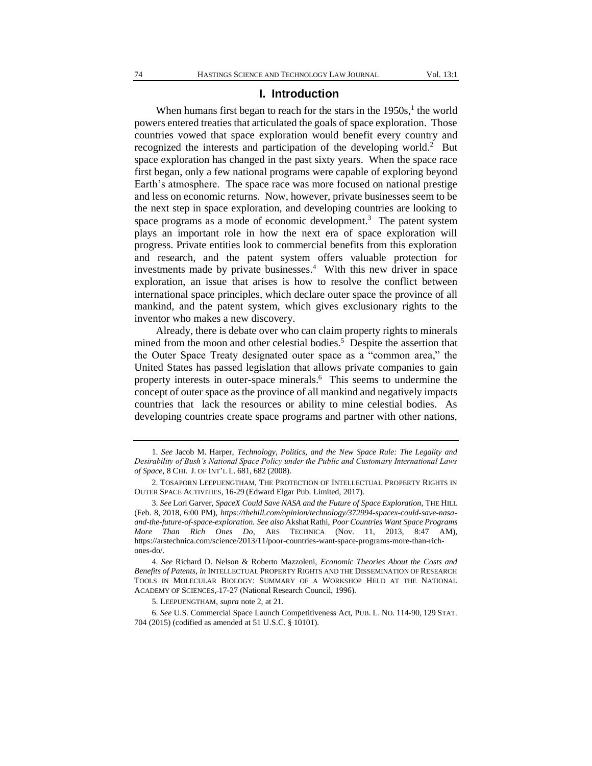## I. Introduction

When humans first began to reach for the stars in the 1950s,[1] the world powers entered treaties that articulated the goals of space exploration. Those countries vowed that space exploration would benefit every country and recognized the interests and participation of the developing world.[2] But space exploration has changed in the past sixty years. When the space race first began, only a few national programs were capable of exploring beyond Earth's atmosphere. The space race was more focused on national prestige and less on economic returns. Now, however, private businesses seem to be the next step in space exploration, and developing countries are looking to space programs as a mode of economic development.[3] The patent system plays an important role in how the next era of space exploration will progress. Private entities look to commercial benefits from this exploration and research, and the patent system offers valuable protection for investments made by private businesses.[4] With this new driver in space exploration, an issue that arises is how to resolve the conflict between international space principles, which declare outer space the province of all mankind, and the patent system, which gives exclusionary rights to the inventor who makes a new discovery.

Already, there is debate over who can claim property rights to minerals mined from the moon and other celestial bodies.[5] Despite the assertion that the Outer Space Treaty designated outer space as a "common area," the United States has passed legislation that allows private companies to gain property interests in outer-space minerals.[6] This seems to undermine the concept of outer space as the province of all mankind and negatively impacts countries that lack the resources or ability to mine celestial bodies. As developing countries create space programs and partner with other nations,

---

1. *See* Jacob M. Harper, *Technology, Politics, and the New Space Rule: The Legality and Desirability of Bush's National Space Policy under the Public and Customary International Laws of Space*, 8 CHI. J. OF INT'L L. 681, 682 (2008).

2. TOSAPORN LEEPUENGTHAM, THE PROTECTION OF INTELLECTUAL PROPERTY RIGHTS IN OUTER SPACE ACTIVITIES, 16-29 (Edward Elgar Pub. Limited, 2017).

3. *See* Lori Garver, *SpaceX Could Save NASA and the Future of Space Exploration*, THE HILL (Feb. 8, 2018, 6:00 PM), *https://thehill.com/opinion/technology/372994-spacex-could-save-nasa-and-the-future-of-space-exploration. See also* Akshat Rathi, *Poor Countries Want Space Programs More Than Rich Ones Do*, ARS TECHNICA (Nov. 11, 2013, 8:47 AM), https://arstechnica.com/science/2013/11/poor-countries-want-space-programs-more-than-rich-ones-do/.

4. *See* Richard D. Nelson & Roberto Mazzoleni, *Economic Theories About the Costs and Benefits of Patents, in* INTELLECTUAL PROPERTY RIGHTS AND THE DISSEMINATION OF RESEARCH TOOLS IN MOLECULAR BIOLOGY: SUMMARY OF A WORKSHOP HELD AT THE NATIONAL ACADEMY OF SCIENCES, 17-27 (National Research Council, 1996).

5. LEEPUENGTHAM, *supra* note 2, at 21.

6. *See* U.S. Commercial Space Launch Competitiveness Act, PUB. L. NO. 114-90, 129 STAT. 704 (2015) (codified as amended at 51 U.S.C. § 10101).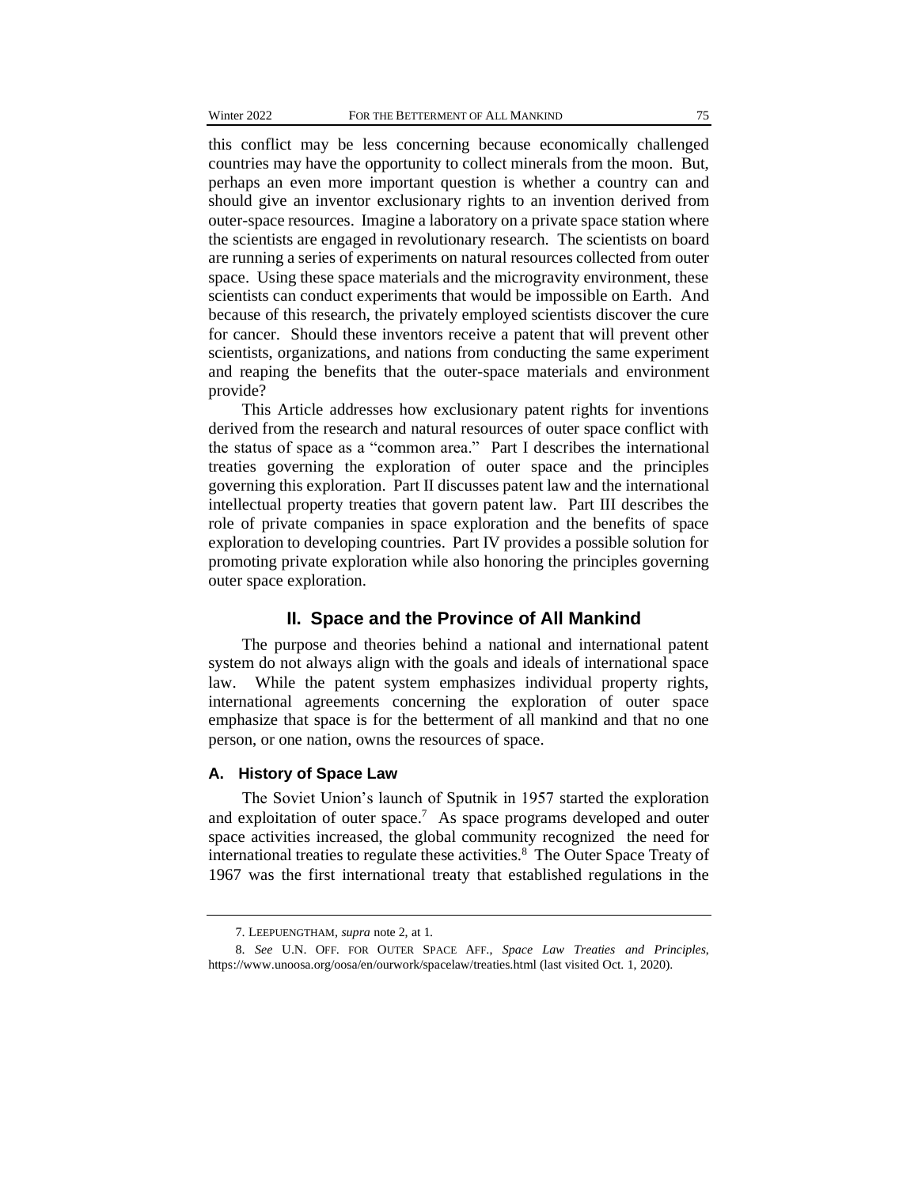this conflict may be less concerning because economically challenged countries may have the opportunity to collect minerals from the moon. But, perhaps an even more important question is whether a country can and should give an inventor exclusionary rights to an invention derived from outer-space resources. Imagine a laboratory on a private space station where the scientists are engaged in revolutionary research. The scientists on board are running a series of experiments on natural resources collected from outer space. Using these space materials and the microgravity environment, these scientists can conduct experiments that would be impossible on Earth. And because of this research, the privately employed scientists discover the cure for cancer. Should these inventors receive a patent that will prevent other scientists, organizations, and nations from conducting the same experiment and reaping the benefits that the outer-space materials and environment provide?

This Article addresses how exclusionary patent rights for inventions derived from the research and natural resources of outer space conflict with the status of space as a "common area." Part I describes the international treaties governing the exploration of outer space and the principles governing this exploration. Part II discusses patent law and the international intellectual property treaties that govern patent law. Part III describes the role of private companies in space exploration and the benefits of space exploration to developing countries. Part IV provides a possible solution for promoting private exploration while also honoring the principles governing outer space exploration.

## II. Space and the Province of All Mankind

The purpose and theories behind a national and international patent system do not always align with the goals and ideals of international space law. While the patent system emphasizes individual property rights, international agreements concerning the exploration of outer space emphasize that space is for the betterment of all mankind and that no one person, or one nation, owns the resources of space.

### A. History of Space Law

The Soviet Union's launch of Sputnik in 1957 started the exploration and exploitation of outer space.[7] As space programs developed and outer space activities increased, the global community recognized the need for international treaties to regulate these activities.[8] The Outer Space Treaty of 1967 was the first international treaty that established regulations in the

---

7. LEEPUENGTHAM, *supra* note 2, at 1.

8. *See* U.N. OFF. FOR OUTER SPACE AFF., *Space Law Treaties and Principles*, https://www.unoosa.org/oosa/en/ourwork/spacelaw/treaties.html (last visited Oct. 1, 2020).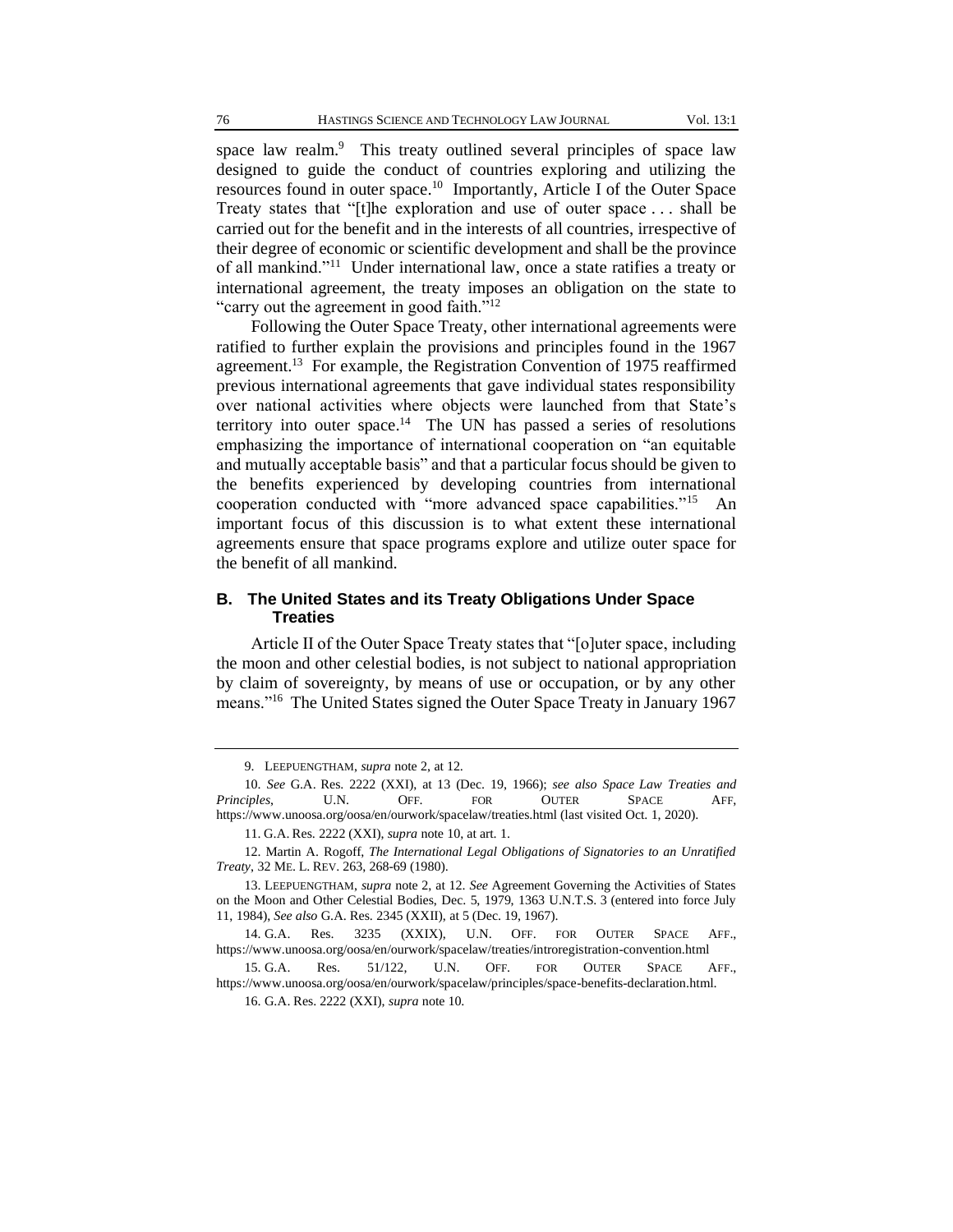space law realm.[9] This treaty outlined several principles of space law designed to guide the conduct of countries exploring and utilizing the resources found in outer space.[10] Importantly, Article I of the Outer Space Treaty states that "[t]he exploration and use of outer space . . . shall be carried out for the benefit and in the interests of all countries, irrespective of their degree of economic or scientific development and shall be the province of all mankind."[11] Under international law, once a state ratifies a treaty or international agreement, the treaty imposes an obligation on the state to "carry out the agreement in good faith."[12]

Following the Outer Space Treaty, other international agreements were ratified to further explain the provisions and principles found in the 1967 agreement.[13] For example, the Registration Convention of 1975 reaffirmed previous international agreements that gave individual states responsibility over national activities where objects were launched from that State's territory into outer space.[14] The UN has passed a series of resolutions emphasizing the importance of international cooperation on "an equitable and mutually acceptable basis" and that a particular focus should be given to the benefits experienced by developing countries from international cooperation conducted with "more advanced space capabilities."[15] An important focus of this discussion is to what extent these international agreements ensure that space programs explore and utilize outer space for the benefit of all mankind.

### B. The United States and its Treaty Obligations Under Space Treaties

Article II of the Outer Space Treaty states that "[o]uter space, including the moon and other celestial bodies, is not subject to national appropriation by claim of sovereignty, by means of use or occupation, or by any other means."[16] The United States signed the Outer Space Treaty in January 1967

---

9. LEEPUENGTHAM, *supra* note 2, at 12.

10. *See* G.A. Res. 2222 (XXI), at 13 (Dec. 19, 1966); *see also Space Law Treaties and Principles*, U.N. OFF. FOR OUTER SPACE AFF, https://www.unoosa.org/oosa/en/ourwork/spacelaw/treaties.html (last visited Oct. 1, 2020).

11. G.A. Res. 2222 (XXI), *supra* note 10, at art. 1.

12. Martin A. Rogoff, *The International Legal Obligations of Signatories to an Unratified Treaty*, 32 ME. L. REV. 263, 268-69 (1980).

13. LEEPUENGTHAM, *supra* note 2, at 12. *See* Agreement Governing the Activities of States on the Moon and Other Celestial Bodies, Dec. 5, 1979, 1363 U.N.T.S. 3 (entered into force July 11, 1984), *See also* G.A. Res. 2345 (XXII), at 5 (Dec. 19, 1967).

14. G.A. Res. 3235 (XXIX), U.N. OFF. FOR OUTER SPACE AFF., https://www.unoosa.org/oosa/en/ourwork/spacelaw/treaties/introregistration-convention.html

15. G.A. Res. 51/122, U.N. OFF. FOR OUTER SPACE AFF., https://www.unoosa.org/oosa/en/ourwork/spacelaw/principles/space-benefits-declaration.html.

16. G.A. Res. 2222 (XXI), *supra* note 10.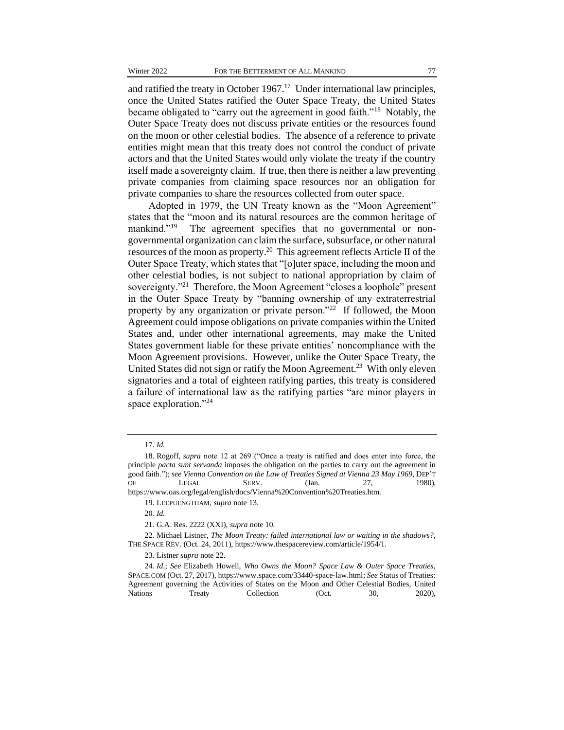and ratified the treaty in October 1967.[17] Under international law principles, once the United States ratified the Outer Space Treaty, the United States became obligated to "carry out the agreement in good faith."[18] Notably, the Outer Space Treaty does not discuss private entities or the resources found on the moon or other celestial bodies. The absence of a reference to private entities might mean that this treaty does not control the conduct of private actors and that the United States would only violate the treaty if the country itself made a sovereignty claim. If true, then there is neither a law preventing private companies from claiming space resources nor an obligation for private companies to share the resources collected from outer space.

Adopted in 1979, the UN Treaty known as the "Moon Agreement" states that the "moon and its natural resources are the common heritage of mankind."[19] The agreement specifies that no governmental or non-governmental organization can claim the surface, subsurface, or other natural resources of the moon as property.[20] This agreement reflects Article II of the Outer Space Treaty, which states that "[o]uter space, including the moon and other celestial bodies, is not subject to national appropriation by claim of sovereignty."[21] Therefore, the Moon Agreement "closes a loophole" present in the Outer Space Treaty by "banning ownership of any extraterrestrial property by any organization or private person."[22] If followed, the Moon Agreement could impose obligations on private companies within the United States and, under other international agreements, may make the United States government liable for these private entities' noncompliance with the Moon Agreement provisions. However, unlike the Outer Space Treaty, the United States did not sign or ratify the Moon Agreement.[23] With only eleven signatories and a total of eighteen ratifying parties, this treaty is considered a failure of international law as the ratifying parties "are minor players in space exploration."[24]

---

17. *Id.*

18. Rogoff, *supra* note 12 at 269 ("Once a treaty is ratified and does enter into force, the principle *pacta sunt servanda* imposes the obligation on the parties to carry out the agreement in good faith."); *see Vienna Convention on the Law of Treaties Signed at Vienna 23 May 1969*, DEP'T OF LEGAL SERV. (Jan. 27, 1980), https://www.oas.org/legal/english/docs/Vienna%20Convention%20Treaties.htm.

19. LEEPUENGTHAM, *supra* note 13.

20. *Id.*

21. G.A. Res. 2222 (XXI), *supra* note 10.

22. Michael Listner, *The Moon Treaty: failed international law or waiting in the shadows?*, THE SPACE REV. (Oct. 24, 2011), https://www.thespacereview.com/article/1954/1.

23. Listner *supra* note 22.

24. *Id.*; *See* Elizabeth Howell, *Who Owns the Moon? Space Law & Outer Space Treaties*, SPACE.COM (Oct. 27, 2017), https://www.space.com/33440-space-law.html; *See* Status of Treaties: Agreement governing the Activities of States on the Moon and Other Celestial Bodies, United Nations Treaty Collection (Oct. 30, 2020),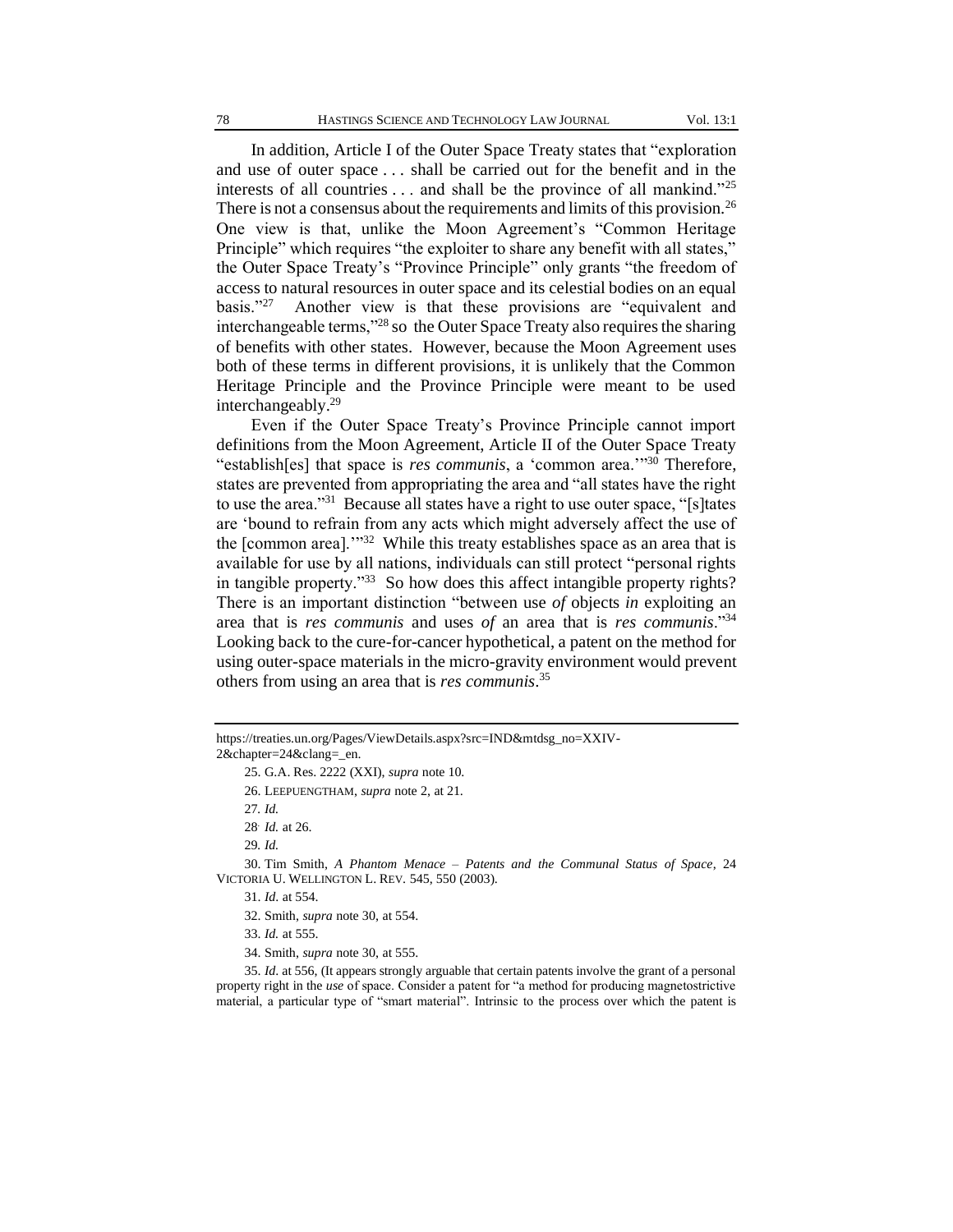In addition, Article I of the Outer Space Treaty states that "exploration and use of outer space . . . shall be carried out for the benefit and in the interests of all countries . . . and shall be the province of all mankind."[25] There is not a consensus about the requirements and limits of this provision.[26] One view is that, unlike the Moon Agreement's "Common Heritage Principle" which requires "the exploiter to share any benefit with all states," the Outer Space Treaty's "Province Principle" only grants "the freedom of access to natural resources in outer space and its celestial bodies on an equal basis."[27] Another view is that these provisions are "equivalent and interchangeable terms,"[28] so the Outer Space Treaty also requires the sharing of benefits with other states. However, because the Moon Agreement uses both of these terms in different provisions, it is unlikely that the Common Heritage Principle and the Province Principle were meant to be used interchangeably.[29]

Even if the Outer Space Treaty's Province Principle cannot import definitions from the Moon Agreement, Article II of the Outer Space Treaty "establish[es] that space is *res communis*, a 'common area.'"[30] Therefore, states are prevented from appropriating the area and "all states have the right to use the area."[31] Because all states have a right to use outer space, "[s]tates are 'bound to refrain from any acts which might adversely affect the use of the [common area].'"[32] While this treaty establishes space as an area that is available for use by all nations, individuals can still protect "personal rights in tangible property."[33] So how does this affect intangible property rights? There is an important distinction "between use *of* objects *in* exploiting an area that is *res communis* and uses *of* an area that is *res communis*."[34] Looking back to the cure-for-cancer hypothetical, a patent on the method for using outer-space materials in the micro-gravity environment would prevent others from using an area that is *res communis*.[35]

---

https://treaties.un.org/Pages/ViewDetails.aspx?src=IND&mtdsg_no=XXIV-2&chapter=24&clang=_en.

25. G.A. Res. 2222 (XXI), *supra* note 10.

26. LEEPUENGTHAM, *supra* note 2, at 21.

27. *Id.*

28. *Id.* at 26.

29. *Id.*

30. Tim Smith, *A Phantom Menace – Patents and the Communal Status of Space*, 24 VICTORIA U. WELLINGTON L. REV. 545, 550 (2003).

31. *Id.* at 554.

32. Smith, *supra* note 30, at 554.

33. *Id.* at 555.

34. Smith, *supra* note 30, at 555.

35. *Id.* at 556, (It appears strongly arguable that certain patents involve the grant of a personal property right in the *use* of space. Consider a patent for "a method for producing magnetostrictive material, a particular type of "smart material". Intrinsic to the process over which the patent is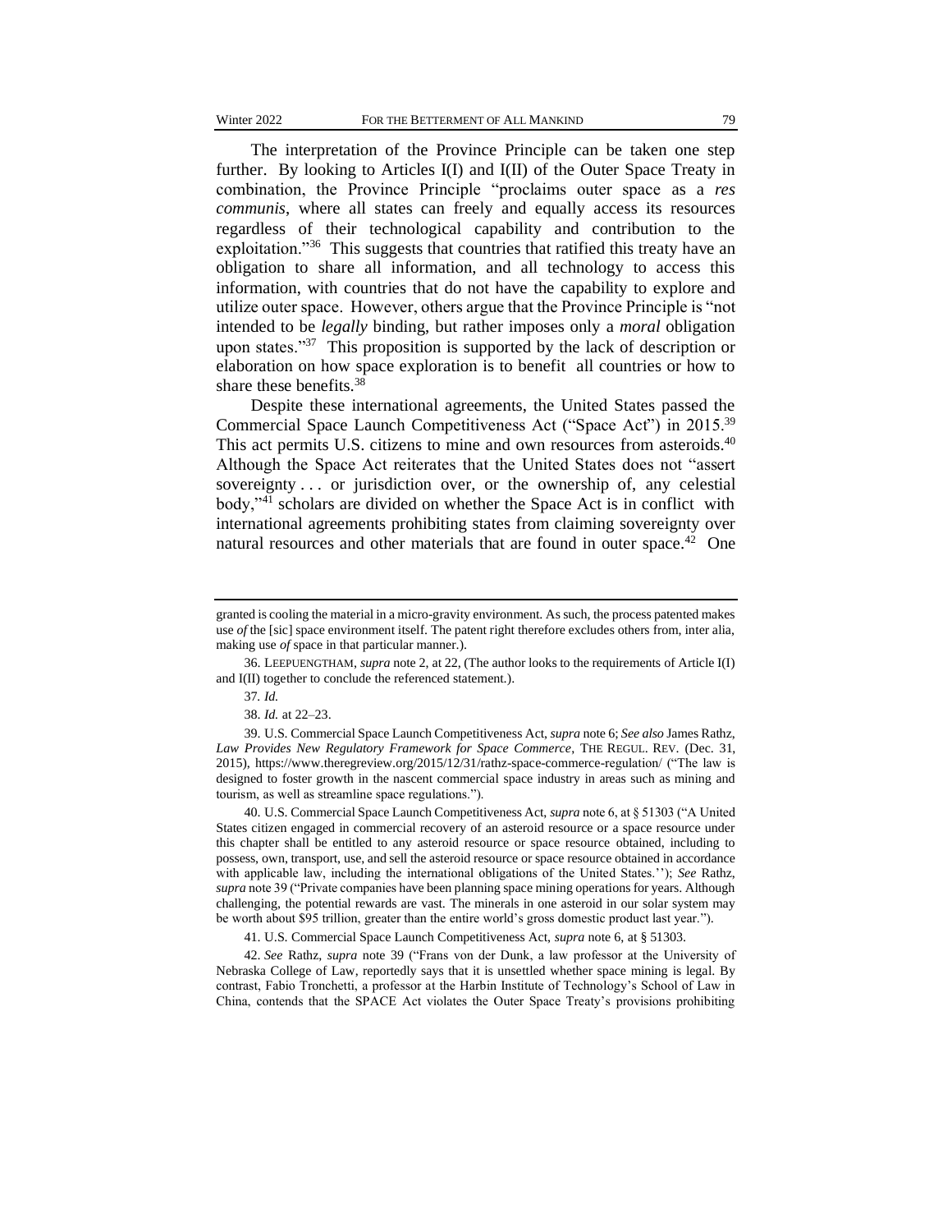The interpretation of the Province Principle can be taken one step further. By looking to Articles I(I) and I(II) of the Outer Space Treaty in combination, the Province Principle "proclaims outer space as a *res communis*, where all states can freely and equally access its resources regardless of their technological capability and contribution to the exploitation."[36] This suggests that countries that ratified this treaty have an obligation to share all information, and all technology to access this information, with countries that do not have the capability to explore and utilize outer space. However, others argue that the Province Principle is "not intended to be *legally* binding, but rather imposes only a *moral* obligation upon states."[37] This proposition is supported by the lack of description or elaboration on how space exploration is to benefit all countries or how to share these benefits.[38]

Despite these international agreements, the United States passed the Commercial Space Launch Competitiveness Act ("Space Act") in 2015.[39] This act permits U.S. citizens to mine and own resources from asteroids.[40] Although the Space Act reiterates that the United States does not "assert sovereignty . . . or jurisdiction over, or the ownership of, any celestial body,"[41] scholars are divided on whether the Space Act is in conflict with international agreements prohibiting states from claiming sovereignty over natural resources and other materials that are found in outer space.[42] One

---

granted is cooling the material in a micro-gravity environment. As such, the process patented makes use *of* the [sic] space environment itself. The patent right therefore excludes others from, inter alia, making use *of* space in that particular manner.).

36. LEEPUENGTHAM, *supra* note 2, at 22, (The author looks to the requirements of Article I(I) and I(II) together to conclude the referenced statement.).

37. *Id.*

38. *Id.* at 22–23.

39. U.S. Commercial Space Launch Competitiveness Act, *supra* note 6; *See also* James Rathz, *Law Provides New Regulatory Framework for Space Commerce*, THE REGUL. REV. (Dec. 31, 2015), https://www.theregreview.org/2015/12/31/rathz-space-commerce-regulation/ ("The law is designed to foster growth in the nascent commercial space industry in areas such as mining and tourism, as well as streamline space regulations.").

40. U.S. Commercial Space Launch Competitiveness Act, *supra* note 6, at § 51303 ("A United States citizen engaged in commercial recovery of an asteroid resource or a space resource under this chapter shall be entitled to any asteroid resource or space resource obtained, including to possess, own, transport, use, and sell the asteroid resource or space resource obtained in accordance with applicable law, including the international obligations of the United States.''); *See* Rathz, *supra* note 39 ("Private companies have been planning space mining operations for years. Although challenging, the potential rewards are vast. The minerals in one asteroid in our solar system may be worth about $95 trillion, greater than the entire world's gross domestic product last year.").

41. U.S. Commercial Space Launch Competitiveness Act, *supra* note 6, at § 51303.

42. *See* Rathz, *supra* note 39 ("Frans von der Dunk, a law professor at the University of Nebraska College of Law, reportedly says that it is unsettled whether space mining is legal. By contrast, Fabio Tronchetti, a professor at the Harbin Institute of Technology's School of Law in China, contends that the SPACE Act violates the Outer Space Treaty's provisions prohibiting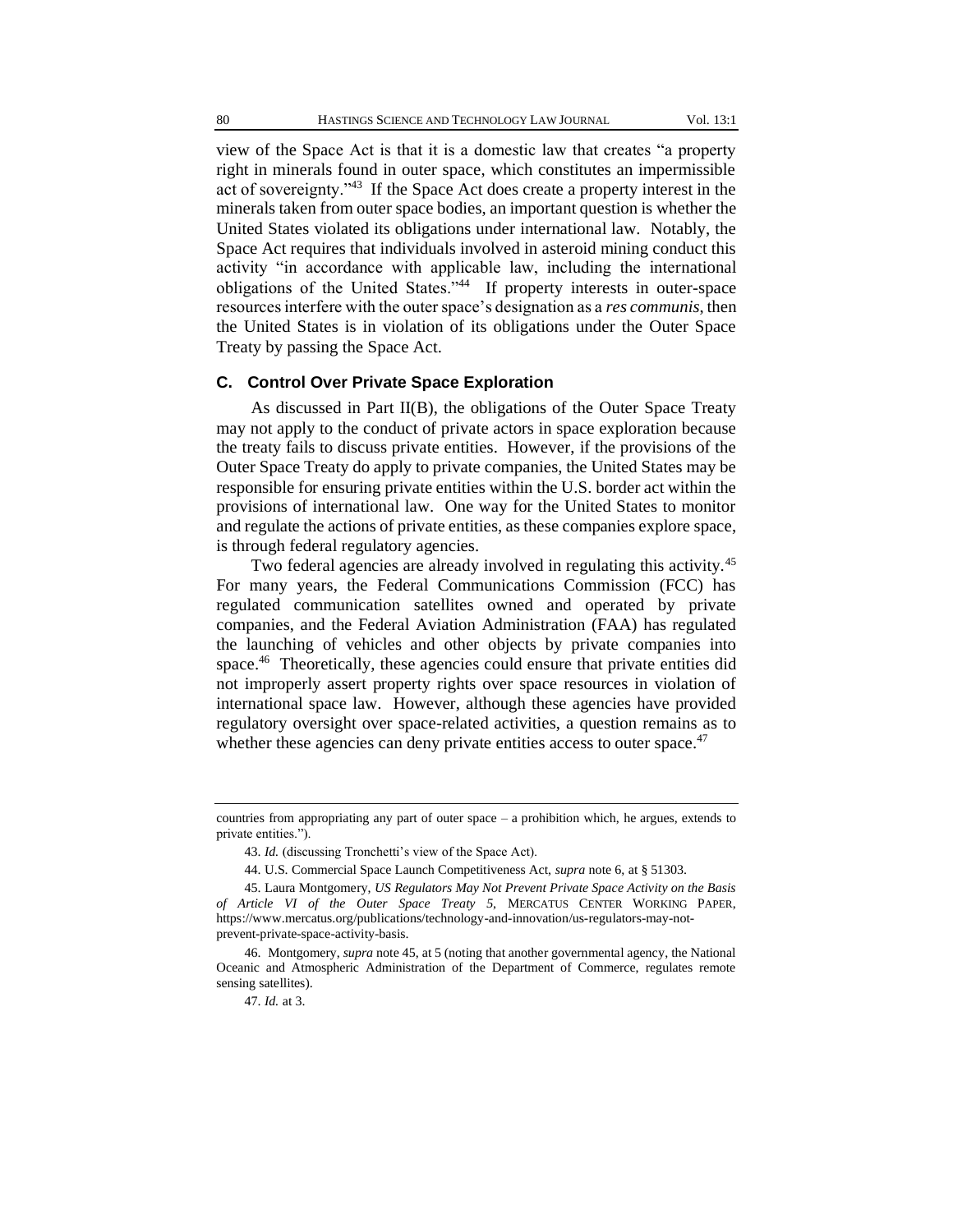view of the Space Act is that it is a domestic law that creates "a property right in minerals found in outer space, which constitutes an impermissible act of sovereignty."[43] If the Space Act does create a property interest in the minerals taken from outer space bodies, an important question is whether the United States violated its obligations under international law. Notably, the Space Act requires that individuals involved in asteroid mining conduct this activity "in accordance with applicable law, including the international obligations of the United States."[44] If property interests in outer-space resources interfere with the outer space's designation as a *res communis*, then the United States is in violation of its obligations under the Outer Space Treaty by passing the Space Act.

### C. Control Over Private Space Exploration

As discussed in Part II(B), the obligations of the Outer Space Treaty may not apply to the conduct of private actors in space exploration because the treaty fails to discuss private entities. However, if the provisions of the Outer Space Treaty do apply to private companies, the United States may be responsible for ensuring private entities within the U.S. border act within the provisions of international law. One way for the United States to monitor and regulate the actions of private entities, as these companies explore space, is through federal regulatory agencies.

Two federal agencies are already involved in regulating this activity.[45] For many years, the Federal Communications Commission (FCC) has regulated communication satellites owned and operated by private companies, and the Federal Aviation Administration (FAA) has regulated the launching of vehicles and other objects by private companies into space.[46] Theoretically, these agencies could ensure that private entities did not improperly assert property rights over space resources in violation of international space law. However, although these agencies have provided regulatory oversight over space-related activities, a question remains as to whether these agencies can deny private entities access to outer space.[47]

---

countries from appropriating any part of outer space – a prohibition which, he argues, extends to private entities.").

43. *Id.* (discussing Tronchetti's view of the Space Act).

44. U.S. Commercial Space Launch Competitiveness Act, *supra* note 6, at § 51303.

45. Laura Montgomery, *US Regulators May Not Prevent Private Space Activity on the Basis of Article VI of the Outer Space Treaty 5*, MERCATUS CENTER WORKING PAPER, https://www.mercatus.org/publications/technology-and-innovation/us-regulators-may-not-prevent-private-space-activity-basis.

46. Montgomery, *supra* note 45, at 5 (noting that another governmental agency, the National Oceanic and Atmospheric Administration of the Department of Commerce, regulates remote sensing satellites).

47. *Id.* at 3.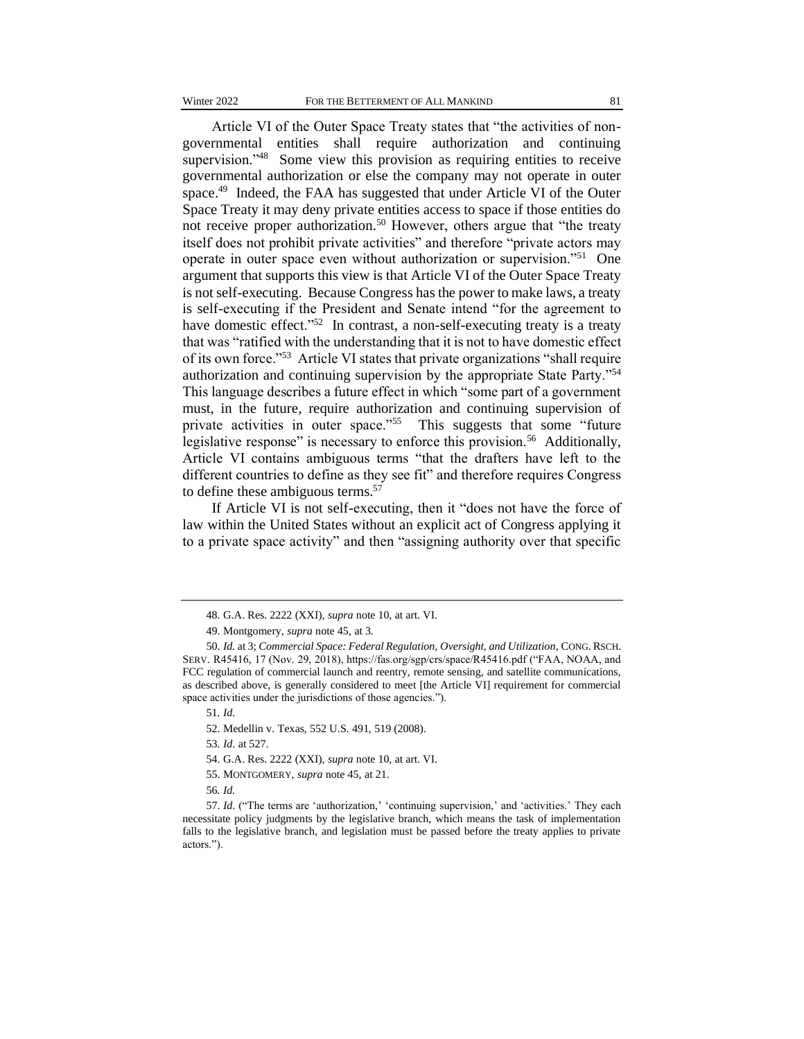Article VI of the Outer Space Treaty states that "the activities of non-governmental entities shall require authorization and continuing supervision."[48] Some view this provision as requiring entities to receive governmental authorization or else the company may not operate in outer space.[49] Indeed, the FAA has suggested that under Article VI of the Outer Space Treaty it may deny private entities access to space if those entities do not receive proper authorization.[50] However, others argue that "the treaty itself does not prohibit private activities" and therefore "private actors may operate in outer space even without authorization or supervision."[51] One argument that supports this view is that Article VI of the Outer Space Treaty is not self-executing. Because Congress has the power to make laws, a treaty is self-executing if the President and Senate intend "for the agreement to have domestic effect."[52] In contrast, a non-self-executing treaty is a treaty that was "ratified with the understanding that it is not to have domestic effect of its own force."[53] Article VI states that private organizations "shall require authorization and continuing supervision by the appropriate State Party."[54] This language describes a future effect in which "some part of a government must, in the future, require authorization and continuing supervision of private activities in outer space."[55] This suggests that some "future legislative response" is necessary to enforce this provision.[56] Additionally, Article VI contains ambiguous terms "that the drafters have left to the different countries to define as they see fit" and therefore requires Congress to define these ambiguous terms.[57]

If Article VI is not self-executing, then it "does not have the force of law within the United States without an explicit act of Congress applying it to a private space activity" and then "assigning authority over that specific

---

48. G.A. Res. 2222 (XXI), *supra* note 10, at art. VI.

49. Montgomery, *supra* note 45, at 3.

50. *Id.* at 3; *Commercial Space: Federal Regulation, Oversight, and Utilization*, CONG. RSCH. SERV. R45416, 17 (Nov. 29, 2018), https://fas.org/sgp/crs/space/R45416.pdf ("FAA, NOAA, and FCC regulation of commercial launch and reentry, remote sensing, and satellite communications, as described above, is generally considered to meet [the Article VI] requirement for commercial space activities under the jurisdictions of those agencies.").

51. *Id*.

52. Medellin v. Texas, 552 U.S. 491, 519 (2008).

53. *Id.* at 527.

54. G.A. Res. 2222 (XXI), *supra* note 10, at art. VI.

55. MONTGOMERY, *supra* note 45, at 21.

56. *Id.*

57. *Id.* ("The terms are 'authorization,' 'continuing supervision,' and 'activities.' They each necessitate policy judgments by the legislative branch, which means the task of implementation falls to the legislative branch, and legislation must be passed before the treaty applies to private actors.").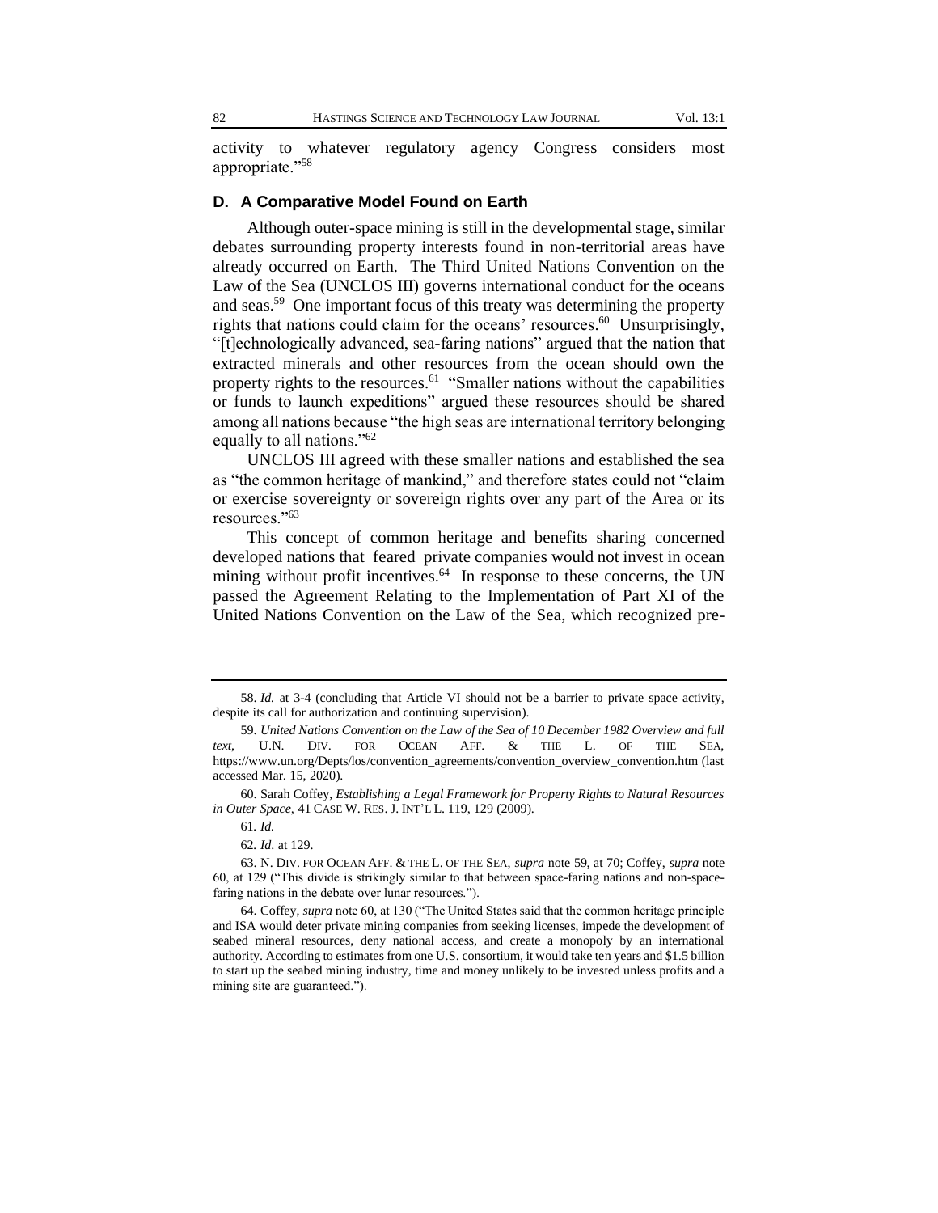activity to whatever regulatory agency Congress considers most appropriate."[58]

### D. A Comparative Model Found on Earth

Although outer-space mining is still in the developmental stage, similar debates surrounding property interests found in non-territorial areas have already occurred on Earth. The Third United Nations Convention on the Law of the Sea (UNCLOS III) governs international conduct for the oceans and seas.[59] One important focus of this treaty was determining the property rights that nations could claim for the oceans' resources.[60] Unsurprisingly, "[t]echnologically advanced, sea-faring nations" argued that the nation that extracted minerals and other resources from the ocean should own the property rights to the resources.[61] "Smaller nations without the capabilities or funds to launch expeditions" argued these resources should be shared among all nations because "the high seas are international territory belonging equally to all nations."[62]

UNCLOS III agreed with these smaller nations and established the sea as "the common heritage of mankind," and therefore states could not "claim or exercise sovereignty or sovereign rights over any part of the Area or its resources."[63]

This concept of common heritage and benefits sharing concerned developed nations that feared private companies would not invest in ocean mining without profit incentives.[64] In response to these concerns, the UN passed the Agreement Relating to the Implementation of Part XI of the United Nations Convention on the Law of the Sea, which recognized pre-

---

58. *Id.* at 3-4 (concluding that Article VI should not be a barrier to private space activity, despite its call for authorization and continuing supervision).

59. *United Nations Convention on the Law of the Sea of 10 December 1982 Overview and full text*, U.N. DIV. FOR OCEAN AFF. & THE L. OF THE SEA, https://www.un.org/Depts/los/convention_agreements/convention_overview_convention.htm (last accessed Mar. 15, 2020).

60. Sarah Coffey, *Establishing a Legal Framework for Property Rights to Natural Resources in Outer Space*, 41 CASE W. RES. J. INT'L L. 119, 129 (2009).

61. *Id.*

62. *Id.* at 129.

63. N. DIV. FOR OCEAN AFF. & THE L. OF THE SEA, *supra* note 59, at 70; Coffey, *supra* note 60, at 129 ("This divide is strikingly similar to that between space-faring nations and non-space-faring nations in the debate over lunar resources.").

64. Coffey, *supra* note 60, at 130 ("The United States said that the common heritage principle and ISA would deter private mining companies from seeking licenses, impede the development of seabed mineral resources, deny national access, and create a monopoly by an international authority. According to estimates from one U.S. consortium, it would take ten years and $1.5 billion to start up the seabed mining industry, time and money unlikely to be invested unless profits and a mining site are guaranteed.").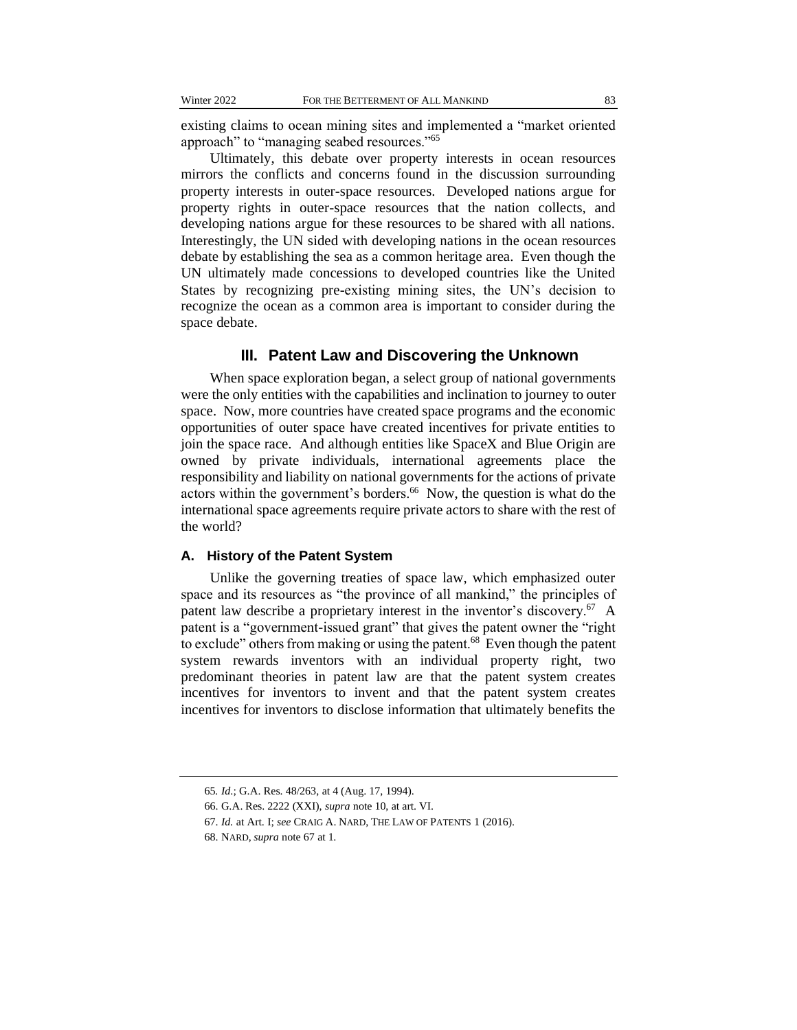existing claims to ocean mining sites and implemented a "market oriented approach" to "managing seabed resources."[65]

Ultimately, this debate over property interests in ocean resources mirrors the conflicts and concerns found in the discussion surrounding property interests in outer-space resources. Developed nations argue for property rights in outer-space resources that the nation collects, and developing nations argue for these resources to be shared with all nations. Interestingly, the UN sided with developing nations in the ocean resources debate by establishing the sea as a common heritage area. Even though the UN ultimately made concessions to developed countries like the United States by recognizing pre-existing mining sites, the UN's decision to recognize the ocean as a common area is important to consider during the space debate.

## III. Patent Law and Discovering the Unknown

When space exploration began, a select group of national governments were the only entities with the capabilities and inclination to journey to outer space. Now, more countries have created space programs and the economic opportunities of outer space have created incentives for private entities to join the space race. And although entities like SpaceX and Blue Origin are owned by private individuals, international agreements place the responsibility and liability on national governments for the actions of private actors within the government's borders.[66] Now, the question is what do the international space agreements require private actors to share with the rest of the world?

### A. History of the Patent System

Unlike the governing treaties of space law, which emphasized outer space and its resources as "the province of all mankind," the principles of patent law describe a proprietary interest in the inventor's discovery.[67] A patent is a "government-issued grant" that gives the patent owner the "right to exclude" others from making or using the patent.[68] Even though the patent system rewards inventors with an individual property right, two predominant theories in patent law are that the patent system creates incentives for inventors to invent and that the patent system creates incentives for inventors to disclose information that ultimately benefits the

---

65. *Id.*; G.A. Res. 48/263, at 4 (Aug. 17, 1994).

66. G.A. Res. 2222 (XXI), *supra* note 10, at art. VI.

67. *Id.* at Art. I; *see* CRAIG A. NARD, THE LAW OF PATENTS 1 (2016).

68. NARD, *supra* note 67 at 1.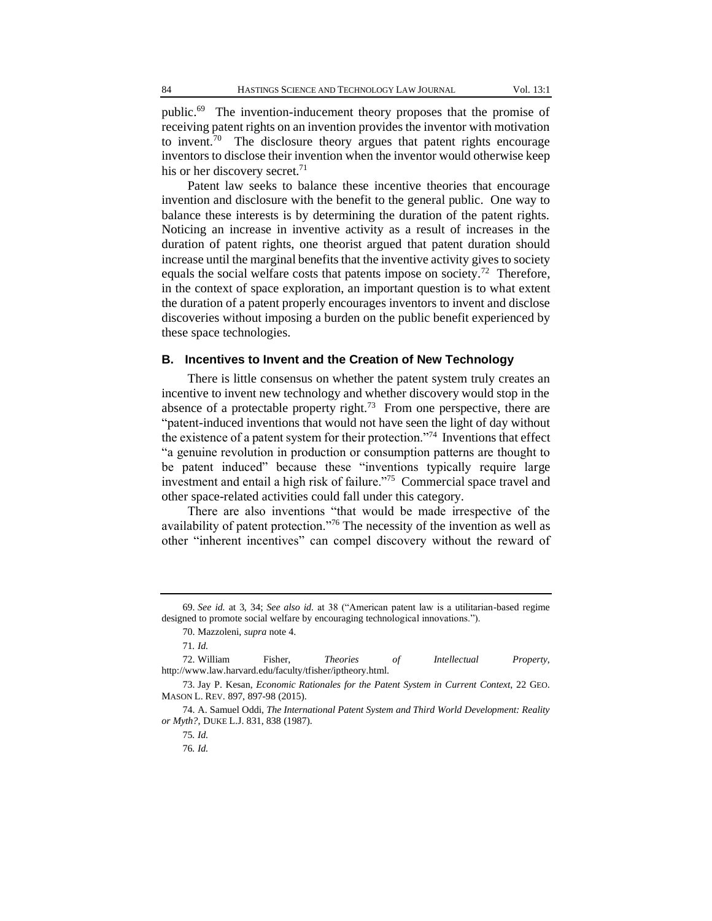public.[69] The invention-inducement theory proposes that the promise of receiving patent rights on an invention provides the inventor with motivation to invent.[70] The disclosure theory argues that patent rights encourage inventors to disclose their invention when the inventor would otherwise keep his or her discovery secret.[71]

Patent law seeks to balance these incentive theories that encourage invention and disclosure with the benefit to the general public. One way to balance these interests is by determining the duration of the patent rights. Noticing an increase in inventive activity as a result of increases in the duration of patent rights, one theorist argued that patent duration should increase until the marginal benefits that the inventive activity gives to society equals the social welfare costs that patents impose on society.[72] Therefore, in the context of space exploration, an important question is to what extent the duration of a patent properly encourages inventors to invent and disclose discoveries without imposing a burden on the public benefit experienced by these space technologies.

### B. Incentives to Invent and the Creation of New Technology

There is little consensus on whether the patent system truly creates an incentive to invent new technology and whether discovery would stop in the absence of a protectable property right.[73] From one perspective, there are "patent-induced inventions that would not have seen the light of day without the existence of a patent system for their protection."[74] Inventions that effect "a genuine revolution in production or consumption patterns are thought to be patent induced" because these "inventions typically require large investment and entail a high risk of failure."[75] Commercial space travel and other space-related activities could fall under this category.

There are also inventions "that would be made irrespective of the availability of patent protection."[76] The necessity of the invention as well as other "inherent incentives" can compel discovery without the reward of

---

69. *See id.* at 3, 34; *See also id.* at 38 ("American patent law is a utilitarian-based regime designed to promote social welfare by encouraging technological innovations.").

70. Mazzoleni, *supra* note 4.

71. *Id.*

72. William Fisher, *Theories of Intellectual Property*, http://www.law.harvard.edu/faculty/tfisher/iptheory.html.

73. Jay P. Kesan, *Economic Rationales for the Patent System in Current Context*, 22 GEO. MASON L. REV. 897, 897-98 (2015).

74. A. Samuel Oddi, *The International Patent System and Third World Development: Reality or Myth?*, DUKE L.J. 831, 838 (1987).

75. *Id.*

76. *Id.*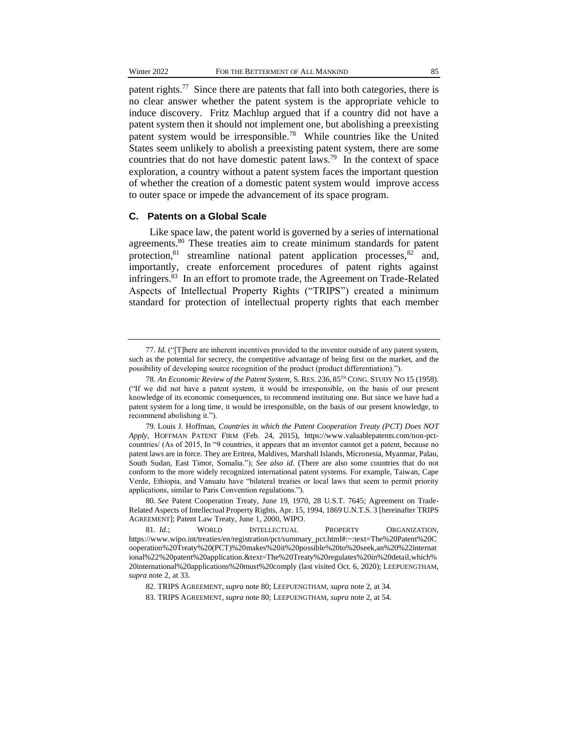patent rights.[77] Since there are patents that fall into both categories, there is no clear answer whether the patent system is the appropriate vehicle to induce discovery. Fritz Machlup argued that if a country did not have a patent system then it should not implement one, but abolishing a preexisting patent system would be irresponsible.[78] While countries like the United States seem unlikely to abolish a preexisting patent system, there are some countries that do not have domestic patent laws.[79] In the context of space exploration, a country without a patent system faces the important question of whether the creation of a domestic patent system would improve access to outer space or impede the advancement of its space program.

### C. Patents on a Global Scale

Like space law, the patent world is governed by a series of international agreements.[80] These treaties aim to create minimum standards for patent protection,[81] streamline national patent application processes,[82] and, importantly, create enforcement procedures of patent rights against infringers.[83] In an effort to promote trade, the Agreement on Trade-Related Aspects of Intellectual Property Rights ("TRIPS") created a minimum standard for protection of intellectual property rights that each member

---

77. *Id.* ("[T]here are inherent incentives provided to the inventor outside of any patent system, such as the potential for secrecy, the competitive advantage of being first on the market, and the possibility of developing source recognition of the product (product differentiation).").

78. *An Economic Review of the Patent System*, S. RES. 236, 85TH CONG. STUDY NO 15 (1958). ("If we did not have a patent system, it would be irresponsible, on the basis of our present knowledge of its economic consequences, to recommend instituting one. But since we have had a patent system for a long time, it would be irresponsible, on the basis of our present knowledge, to recommend abolishing it.").

79. Louis J. Hoffman, *Countries in which the Patent Cooperation Treaty (PCT) Does NOT Apply*, HOFFMAN PATENT FIRM (Feb. 24, 2015), https://www.valuablepatents.com/non-pct-countries/ (As of 2015, In "9 countries, it appears that an inventor cannot get a patent, because no patent laws are in force. They are Eritrea, Maldives, Marshall Islands, Micronesia, Myanmar, Palau, South Sudan, East Timor, Somalia."); *See also id.* (There are also some countries that do not conform to the more widely recognized international patent systems. For example, Taiwan, Cape Verde, Ethiopia, and Vanuatu have "bilateral treaties or local laws that seem to permit priority applications, similar to Paris Convention regulations.").

80. *See* Patent Cooperation Treaty, June 19, 1970, 28 U.S.T. 7645; Agreement on Trade-Related Aspects of Intellectual Property Rights, Apr. 15, 1994, 1869 U.N.T.S. 3 [hereinafter TRIPS AGREEMENT]; Patent Law Treaty, June 1, 2000, WIPO.

81. *Id.*; WORLD INTELLECTUAL PROPERTY ORGANIZATION, https://www.wipo.int/treaties/en/registration/pct/summary_pct.html#:~:text=The%20Patent%20Cooperation%20Treaty%20(PCT)%20makes%20it%20possible%20to%20seek,an%20%22international%22%20patent%20application.&text=The%20Treaty%20regulates%20in%20detail,which%20international%20applications%20must%20comply (last visited Oct. 6, 2020); LEEPUENGTHAM, *supra* note 2, at 33.

82. TRIPS AGREEMENT, *supra* note 80; LEEPUENGTHAM, *supra* note 2, at 34.

83. TRIPS AGREEMENT, *supra* note 80; LEEPUENGTHAM, *supra* note 2, at 54.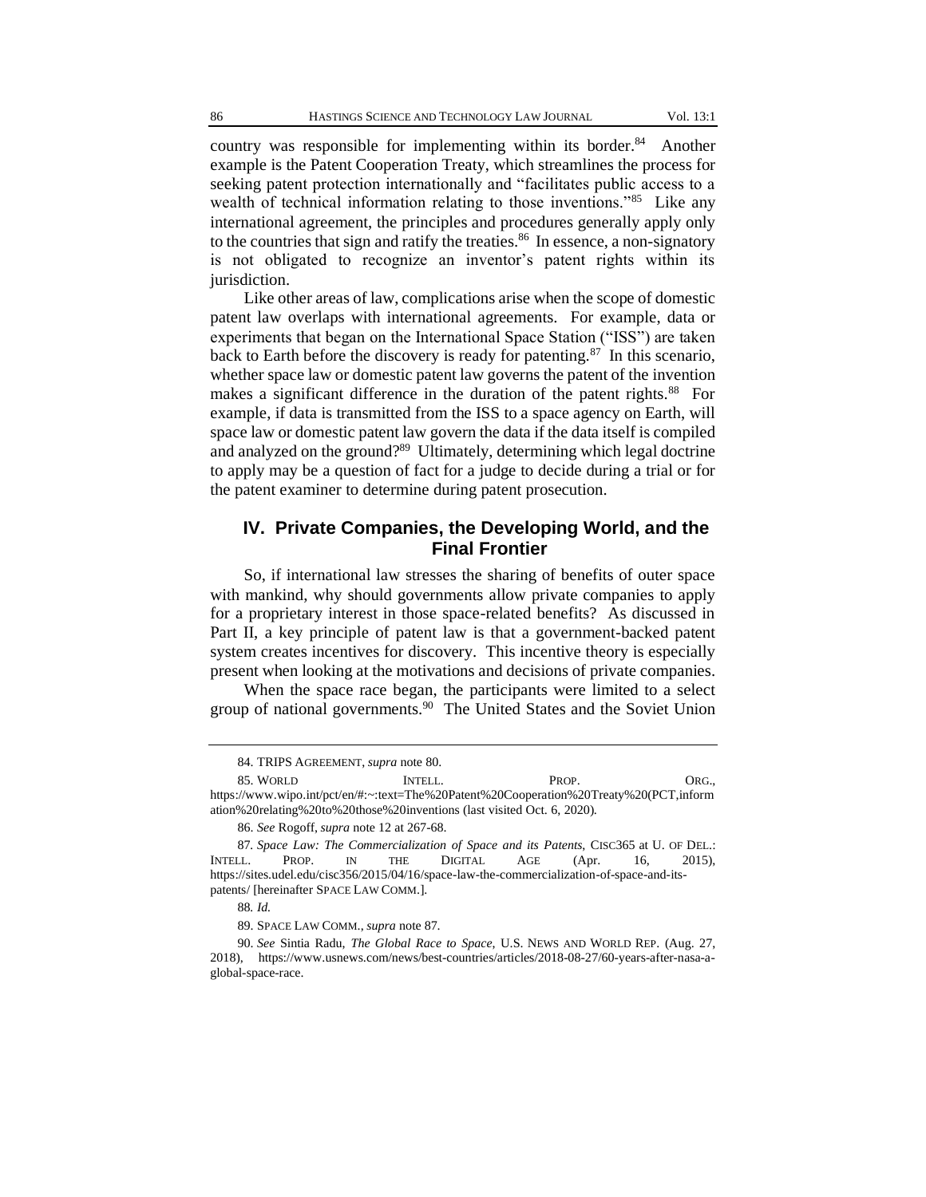country was responsible for implementing within its border.[84] Another example is the Patent Cooperation Treaty, which streamlines the process for seeking patent protection internationally and "facilitates public access to a wealth of technical information relating to those inventions."[85] Like any international agreement, the principles and procedures generally apply only to the countries that sign and ratify the treaties.[86] In essence, a non-signatory is not obligated to recognize an inventor's patent rights within its jurisdiction.

Like other areas of law, complications arise when the scope of domestic patent law overlaps with international agreements. For example, data or experiments that began on the International Space Station ("ISS") are taken back to Earth before the discovery is ready for patenting.[87] In this scenario, whether space law or domestic patent law governs the patent of the invention makes a significant difference in the duration of the patent rights.[88] For example, if data is transmitted from the ISS to a space agency on Earth, will space law or domestic patent law govern the data if the data itself is compiled and analyzed on the ground?[89] Ultimately, determining which legal doctrine to apply may be a question of fact for a judge to decide during a trial or for the patent examiner to determine during patent prosecution.

## IV. Private Companies, the Developing World, and the Final Frontier

So, if international law stresses the sharing of benefits of outer space with mankind, why should governments allow private companies to apply for a proprietary interest in those space-related benefits? As discussed in Part II, a key principle of patent law is that a government-backed patent system creates incentives for discovery. This incentive theory is especially present when looking at the motivations and decisions of private companies.

When the space race began, the participants were limited to a select group of national governments.[90] The United States and the Soviet Union

---

84. TRIPS AGREEMENT, *supra* note 80.

85. WORLD INTELL. PROP. ORG., https://www.wipo.int/pct/en/#:~:text=The%20Patent%20Cooperation%20Treaty%20(PCT,information%20relating%20to%20those%20inventions (last visited Oct. 6, 2020).

86. *See* Rogoff, *supra* note 12 at 267-68.

87. *Space Law: The Commercialization of Space and its Patents*, CISC365 at U. OF DEL.: INTELL. PROP. IN THE DIGITAL AGE (Apr. 16, 2015), https://sites.udel.edu/cisc356/2015/04/16/space-law-the-commercialization-of-space-and-its-patents/ [hereinafter SPACE LAW COMM.].

88. *Id.*

89. SPACE LAW COMM., *supra* note 87.

90. *See* Sintia Radu, *The Global Race to Space*, U.S. NEWS AND WORLD REP. (Aug. 27, 2018), https://www.usnews.com/news/best-countries/articles/2018-08-27/60-years-after-nasa-a-global-space-race.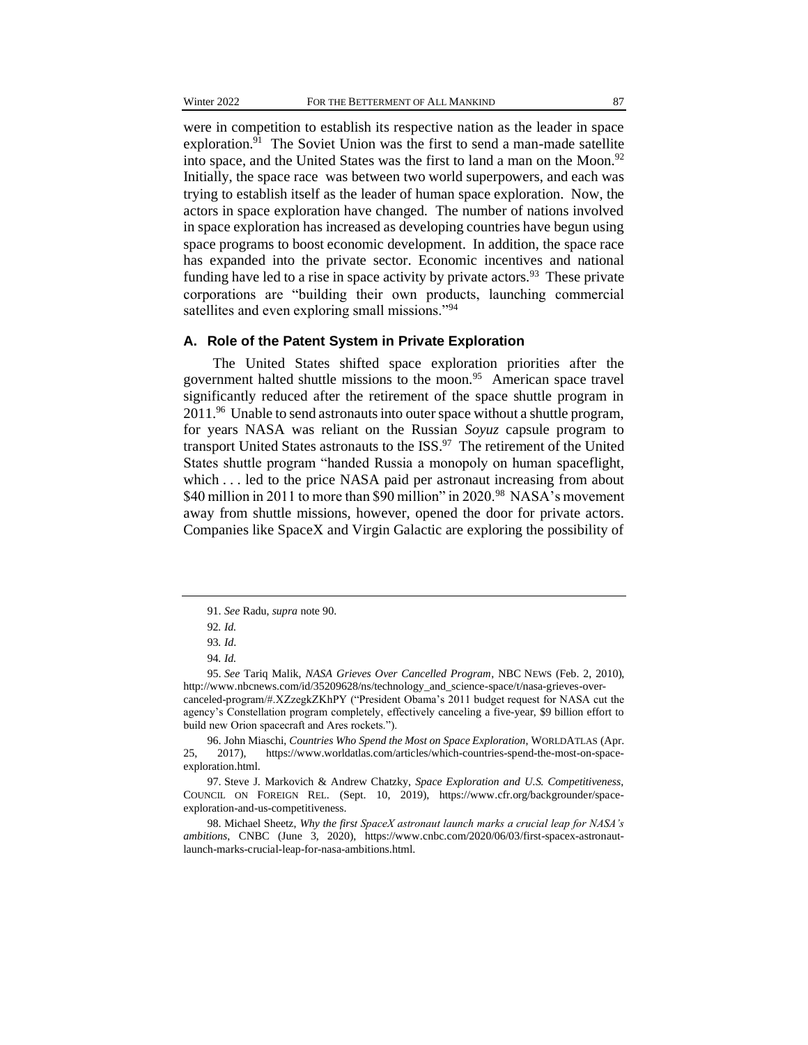were in competition to establish its respective nation as the leader in space exploration.[91] The Soviet Union was the first to send a man-made satellite into space, and the United States was the first to land a man on the Moon.[92] Initially, the space race was between two world superpowers, and each was trying to establish itself as the leader of human space exploration. Now, the actors in space exploration have changed. The number of nations involved in space exploration has increased as developing countries have begun using space programs to boost economic development. In addition, the space race has expanded into the private sector. Economic incentives and national funding have led to a rise in space activity by private actors.[93] These private corporations are "building their own products, launching commercial satellites and even exploring small missions."[94]

### A. Role of the Patent System in Private Exploration

The United States shifted space exploration priorities after the government halted shuttle missions to the moon.[95] American space travel significantly reduced after the retirement of the space shuttle program in 2011.[96] Unable to send astronauts into outer space without a shuttle program, for years NASA was reliant on the Russian *Soyuz* capsule program to transport United States astronauts to the ISS.[97] The retirement of the United States shuttle program "handed Russia a monopoly on human spaceflight, which . . . led to the price NASA paid per astronaut increasing from about $40 million in 2011 to more than $90 million" in 2020.[98] NASA's movement away from shuttle missions, however, opened the door for private actors. Companies like SpaceX and Virgin Galactic are exploring the possibility of

---

91. *See* Radu, *supra* note 90.

92. *Id.*

93. *Id*.

94. *Id.*

95. *See* Tariq Malik, *NASA Grieves Over Cancelled Program*, NBC NEWS (Feb. 2, 2010), http://www.nbcnews.com/id/35209628/ns/technology_and_science-space/t/nasa-grieves-over-canceled-program/#.XZzegkZKhPY ("President Obama's 2011 budget request for NASA cut the agency's Constellation program completely, effectively canceling a five-year, $9 billion effort to build new Orion spacecraft and Ares rockets.").

96. John Miaschi, *Countries Who Spend the Most on Space Exploration*, WORLDATLAS (Apr. 25, 2017), https://www.worldatlas.com/articles/which-countries-spend-the-most-on-space-exploration.html.

97. Steve J. Markovich & Andrew Chatzky, *Space Exploration and U.S. Competitiveness*, COUNCIL ON FOREIGN REL. (Sept. 10, 2019), https://www.cfr.org/backgrounder/space-exploration-and-us-competitiveness.

98. Michael Sheetz, *Why the first SpaceX astronaut launch marks a crucial leap for NASA's ambitions*, CNBC (June 3, 2020), https://www.cnbc.com/2020/06/03/first-spacex-astronaut-launch-marks-crucial-leap-for-nasa-ambitions.html.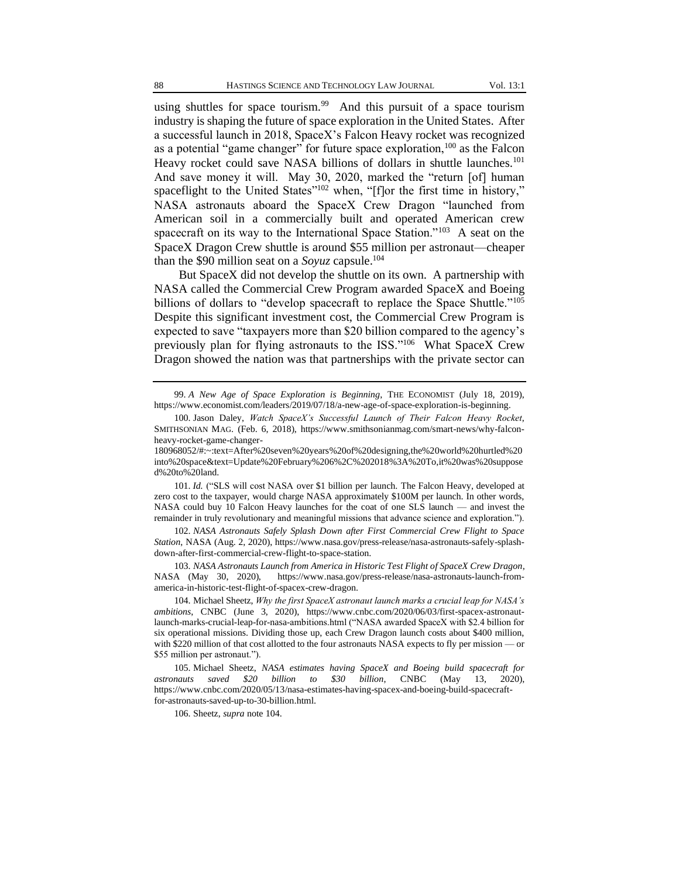using shuttles for space tourism.[99] And this pursuit of a space tourism industry is shaping the future of space exploration in the United States. After a successful launch in 2018, SpaceX's Falcon Heavy rocket was recognized as a potential "game changer" for future space exploration,[100] as the Falcon Heavy rocket could save NASA billions of dollars in shuttle launches.[101] And save money it will. May 30, 2020, marked the "return [of] human spaceflight to the United States"[102] when, "[f]or the first time in history," NASA astronauts aboard the SpaceX Crew Dragon "launched from American soil in a commercially built and operated American crew spacecraft on its way to the International Space Station."[103] A seat on the SpaceX Dragon Crew shuttle is around $55 million per astronaut—cheaper than the $90 million seat on a *Soyuz* capsule.[104]

But SpaceX did not develop the shuttle on its own. A partnership with NASA called the Commercial Crew Program awarded SpaceX and Boeing billions of dollars to "develop spacecraft to replace the Space Shuttle."[105] Despite this significant investment cost, the Commercial Crew Program is expected to save "taxpayers more than $20 billion compared to the agency's previously plan for flying astronauts to the ISS."[106] What SpaceX Crew Dragon showed the nation was that partnerships with the private sector can

---

99. *A New Age of Space Exploration is Beginning*, THE ECONOMIST (July 18, 2019), https://www.economist.com/leaders/2019/07/18/a-new-age-of-space-exploration-is-beginning.

100. Jason Daley, *Watch SpaceX's Successful Launch of Their Falcon Heavy Rocket*, SMITHSONIAN MAG. (Feb. 6, 2018), https://www.smithsonianmag.com/smart-news/why-falcon-heavy-rocket-game-changer-180968052/#:~:text=After%20seven%20years%20of%20designing,the%20world%20hurtled%20into%20space&text=Update%20February%206%2C%202018%3A%20To,it%20was%20supposed%20to%20land.

101. *Id.* ("SLS will cost NASA over $1 billion per launch. The Falcon Heavy, developed at zero cost to the taxpayer, would charge NASA approximately $100M per launch. In other words, NASA could buy 10 Falcon Heavy launches for the coat of one SLS launch — and invest the remainder in truly revolutionary and meaningful missions that advance science and exploration.").

102. *NASA Astronauts Safely Splash Down after First Commercial Crew Flight to Space Station*, NASA (Aug. 2, 2020), https://www.nasa.gov/press-release/nasa-astronauts-safely-splash-down-after-first-commercial-crew-flight-to-space-station.

103. *NASA Astronauts Launch from America in Historic Test Flight of SpaceX Crew Dragon*, NASA (May 30, 2020), https://www.nasa.gov/press-release/nasa-astronauts-launch-from-america-in-historic-test-flight-of-spacex-crew-dragon.

104. Michael Sheetz, *Why the first SpaceX astronaut launch marks a crucial leap for NASA's ambitions*, CNBC (June 3, 2020), https://www.cnbc.com/2020/06/03/first-spacex-astronaut-launch-marks-crucial-leap-for-nasa-ambitions.html ("NASA awarded SpaceX with $2.4 billion for six operational missions. Dividing those up, each Crew Dragon launch costs about $400 million, with $220 million of that cost allotted to the four astronauts NASA expects to fly per mission — or $55 million per astronaut.").

105. Michael Sheetz, *NASA estimates having SpaceX and Boeing build spacecraft for astronauts saved $20 billion to $30 billion*, CNBC (May 13, 2020), https://www.cnbc.com/2020/05/13/nasa-estimates-having-spacex-and-boeing-build-spacecraft-for-astronauts-saved-up-to-30-billion.html.

106. Sheetz, *supra* note 104.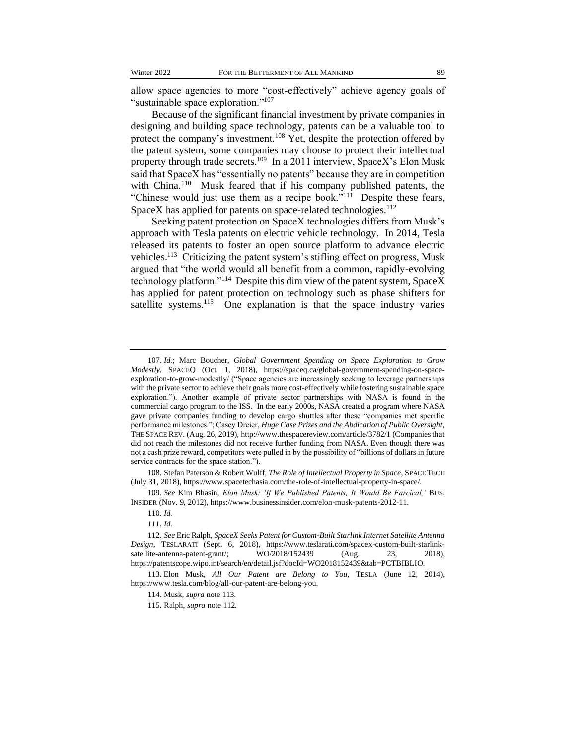allow space agencies to more "cost-effectively" achieve agency goals of "sustainable space exploration."[107]

Because of the significant financial investment by private companies in designing and building space technology, patents can be a valuable tool to protect the company's investment.[108] Yet, despite the protection offered by the patent system, some companies may choose to protect their intellectual property through trade secrets.[109] In a 2011 interview, SpaceX's Elon Musk said that SpaceX has "essentially no patents" because they are in competition with China.[110] Musk feared that if his company published patents, the "Chinese would just use them as a recipe book."[111] Despite these fears, SpaceX has applied for patents on space-related technologies.[112]

Seeking patent protection on SpaceX technologies differs from Musk's approach with Tesla patents on electric vehicle technology. In 2014, Tesla released its patents to foster an open source platform to advance electric vehicles.[113] Criticizing the patent system's stifling effect on progress, Musk argued that "the world would all benefit from a common, rapidly-evolving technology platform."[114] Despite this dim view of the patent system, SpaceX has applied for patent protection on technology such as phase shifters for satellite systems.[115] One explanation is that the space industry varies

---

107. *Id.*; Marc Boucher, *Global Government Spending on Space Exploration to Grow Modestly*, SPACEQ (Oct. 1, 2018), https://spaceq.ca/global-government-spending-on-space-exploration-to-grow-modestly/ ("Space agencies are increasingly seeking to leverage partnerships with the private sector to achieve their goals more cost-effectively while fostering sustainable space exploration."). Another example of private sector partnerships with NASA is found in the commercial cargo program to the ISS. In the early 2000s, NASA created a program where NASA gave private companies funding to develop cargo shuttles after these "companies met specific performance milestones."; Casey Dreier, *Huge Case Prizes and the Abdication of Public Oversight*, THE SPACE REV. (Aug. 26, 2019), http://www.thespacereview.com/article/3782/1 (Companies that did not reach the milestones did not receive further funding from NASA. Even though there was not a cash prize reward, competitors were pulled in by the possibility of "billions of dollars in future service contracts for the space station.").

108. Stefan Paterson & Robert Wulff, *The Role of Intellectual Property in Space*, SPACE TECH (July 31, 2018), https://www.spacetechasia.com/the-role-of-intellectual-property-in-space/.

109. *See* Kim Bhasin, *Elon Musk: 'If We Published Patents, It Would Be Farcical,'* BUS. INSIDER (Nov. 9, 2012), https://www.businessinsider.com/elon-musk-patents-2012-11.

110. *Id.*

111. *Id.*

112. *See* Eric Ralph, *SpaceX Seeks Patent for Custom-Built Starlink Internet Satellite Antenna Design*, TESLARATI (Sept. 6, 2018), https://www.teslarati.com/spacex-custom-built-starlink-satellite-antenna-patent-grant/; WO/2018/152439 (Aug. 23, 2018), https://patentscope.wipo.int/search/en/detail.jsf?docId=WO2018152439&tab=PCTBIBLIO.

113. Elon Musk, *All Our Patent are Belong to You*, TESLA (June 12, 2014), https://www.tesla.com/blog/all-our-patent-are-belong-you.

114. Musk, *supra* note 113.

115. Ralph, *supra* note 112.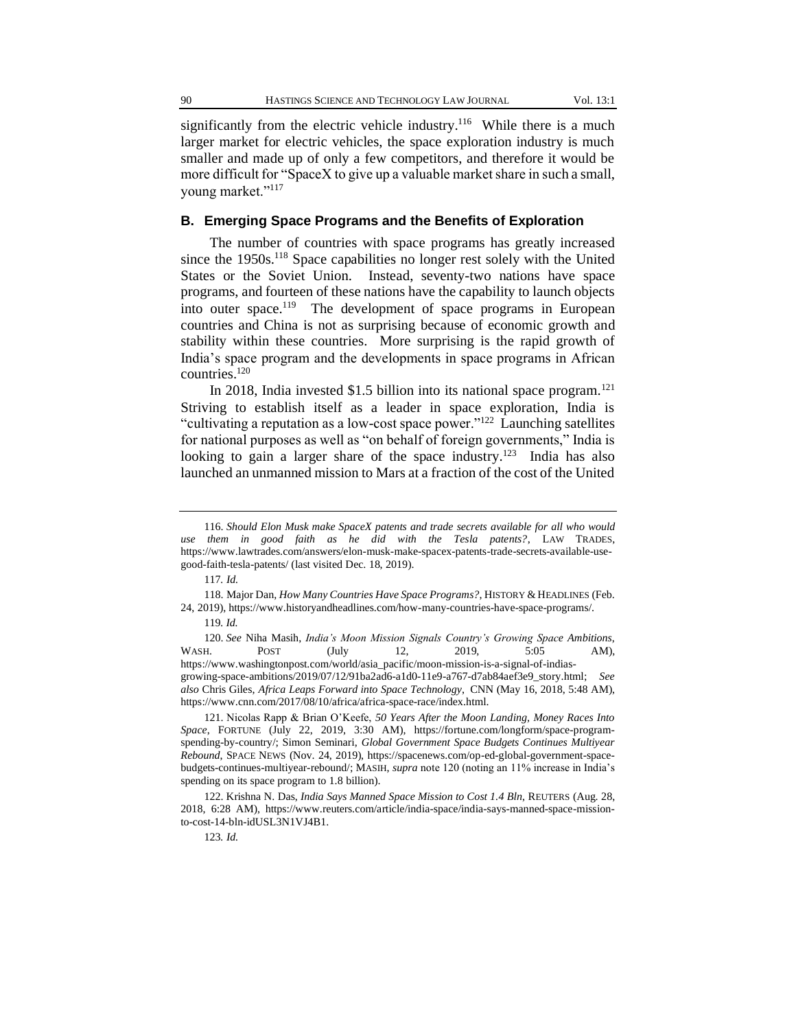significantly from the electric vehicle industry.[116] While there is a much larger market for electric vehicles, the space exploration industry is much smaller and made up of only a few competitors, and therefore it would be more difficult for "SpaceX to give up a valuable market share in such a small, young market."[117]

### B. Emerging Space Programs and the Benefits of Exploration

The number of countries with space programs has greatly increased since the 1950s.[118] Space capabilities no longer rest solely with the United States or the Soviet Union. Instead, seventy-two nations have space programs, and fourteen of these nations have the capability to launch objects into outer space.[119] The development of space programs in European countries and China is not as surprising because of economic growth and stability within these countries. More surprising is the rapid growth of India's space program and the developments in space programs in African countries.[120]

In 2018, India invested $1.5 billion into its national space program.[121] Striving to establish itself as a leader in space exploration, India is "cultivating a reputation as a low-cost space power."[122] Launching satellites for national purposes as well as "on behalf of foreign governments," India is looking to gain a larger share of the space industry.[123] India has also launched an unmanned mission to Mars at a fraction of the cost of the United

---

116. *Should Elon Musk make SpaceX patents and trade secrets available for all who would use them in good faith as he did with the Tesla patents?*, LAW TRADES, https://www.lawtrades.com/answers/elon-musk-make-spacex-patents-trade-secrets-available-use-good-faith-tesla-patents/ (last visited Dec. 18, 2019).

117. *Id.*

118. Major Dan, *How Many Countries Have Space Programs?*, HISTORY & HEADLINES (Feb. 24, 2019), https://www.historyandheadlines.com/how-many-countries-have-space-programs/.

119. *Id.*

120. *See* Niha Masih, *India's Moon Mission Signals Country's Growing Space Ambitions*, WASH. POST (July 12, 2019, 5:05 AM), https://www.washingtonpost.com/world/asia_pacific/moon-mission-is-a-signal-of-indias-growing-space-ambitions/2019/07/12/91ba2ad6-a1d0-11e9-a767-d7ab84aef3e9_story.html; *See also* Chris Giles, *Africa Leaps Forward into Space Technology*, CNN (May 16, 2018, 5:48 AM), https://www.cnn.com/2017/08/10/africa/africa-space-race/index.html.

121. Nicolas Rapp & Brian O'Keefe, *50 Years After the Moon Landing, Money Races Into Space*, FORTUNE (July 22, 2019, 3:30 AM), https://fortune.com/longform/space-program-spending-by-country/; Simon Seminari, *Global Government Space Budgets Continues Multiyear Rebound*, SPACE NEWS (Nov. 24, 2019), https://spacenews.com/op-ed-global-government-space-budgets-continues-multiyear-rebound/; MASIH, *supra* note 120 (noting an 11% increase in India's spending on its space program to 1.8 billion).

122. Krishna N. Das, *India Says Manned Space Mission to Cost 1.4 Bln*, REUTERS (Aug. 28, 2018, 6:28 AM), https://www.reuters.com/article/india-space/india-says-manned-space-mission-to-cost-14-bln-idUSL3N1VJ4B1.

123. *Id.*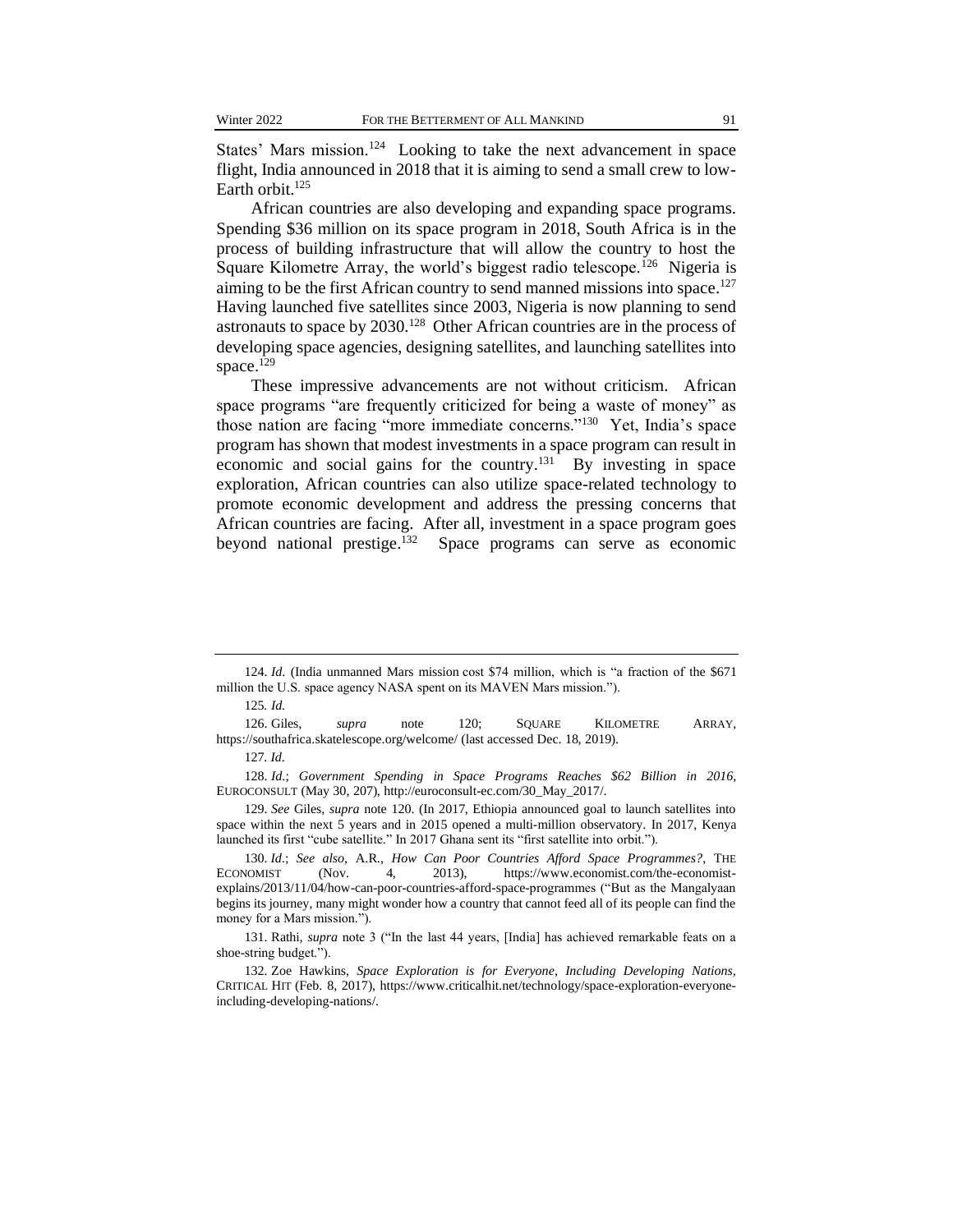States' Mars mission.[124] Looking to take the next advancement in space flight, India announced in 2018 that it is aiming to send a small crew to low-Earth orbit.[125]

African countries are also developing and expanding space programs. Spending $36 million on its space program in 2018, South Africa is in the process of building infrastructure that will allow the country to host the Square Kilometre Array, the world's biggest radio telescope.[126] Nigeria is aiming to be the first African country to send manned missions into space.[127] Having launched five satellites since 2003, Nigeria is now planning to send astronauts to space by 2030.[128] Other African countries are in the process of developing space agencies, designing satellites, and launching satellites into space.[129]

These impressive advancements are not without criticism. African space programs "are frequently criticized for being a waste of money" as those nation are facing "more immediate concerns."[130] Yet, India's space program has shown that modest investments in a space program can result in economic and social gains for the country.[131] By investing in space exploration, African countries can also utilize space-related technology to promote economic development and address the pressing concerns that African countries are facing. After all, investment in a space program goes beyond national prestige.[132] Space programs can serve as economic

---

124. *Id.* (India unmanned Mars mission cost $74 million, which is "a fraction of the $671 million the U.S. space agency NASA spent on its MAVEN Mars mission.").

125. *Id.*

126. Giles, *supra* note 120; SQUARE KILOMETRE ARRAY, https://southafrica.skatelescope.org/welcome/ (last accessed Dec. 18, 2019).

127. *Id.*

128. *Id.*; *Government Spending in Space Programs Reaches $62 Billion in 2016*, EUROCONSULT (May 30, 207), http://euroconsult-ec.com/30_May_2017/.

129. *See* Giles, *supra* note 120. (In 2017, Ethiopia announced goal to launch satellites into space within the next 5 years and in 2015 opened a multi-million observatory. In 2017, Kenya launched its first "cube satellite." In 2017 Ghana sent its "first satellite into orbit.").

130. *Id.*; *See also*, A.R., *How Can Poor Countries Afford Space Programmes?*, THE ECONOMIST (Nov. 4, 2013), https://www.economist.com/the-economist-explains/2013/11/04/how-can-poor-countries-afford-space-programmes ("But as the Mangalyaan begins its journey, many might wonder how a country that cannot feed all of its people can find the money for a Mars mission.").

131. Rathi, *supra* note 3 ("In the last 44 years, [India] has achieved remarkable feats on a shoe-string budget.").

132. Zoe Hawkins, *Space Exploration is for Everyone, Including Developing Nations*, CRITICAL HIT (Feb. 8, 2017), https://www.criticalhit.net/technology/space-exploration-everyone-including-developing-nations/.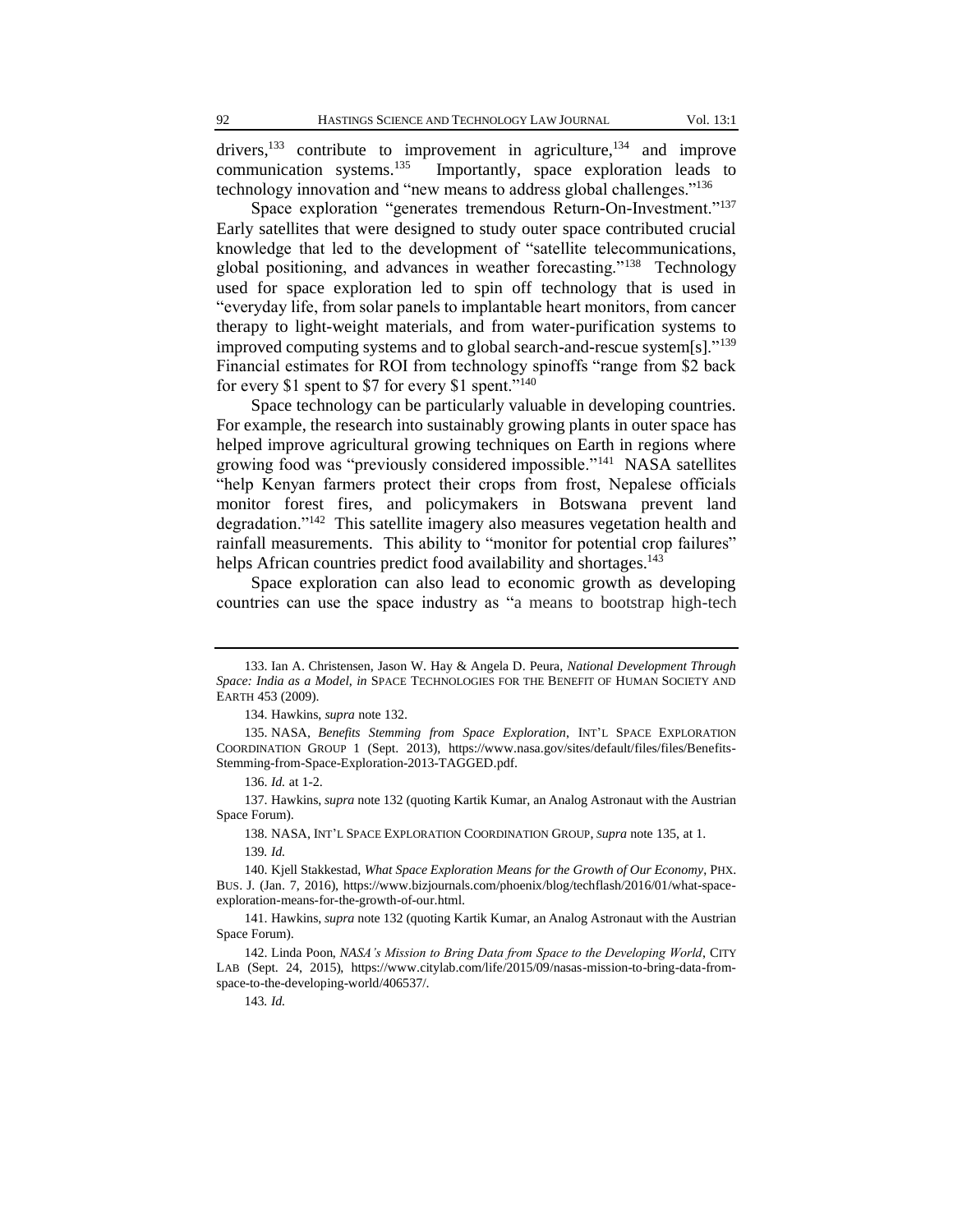drivers,[133] contribute to improvement in agriculture,[134] and improve communication systems.[135] Importantly, space exploration leads to technology innovation and "new means to address global challenges."[136]

Space exploration "generates tremendous Return-On-Investment."[137] Early satellites that were designed to study outer space contributed crucial knowledge that led to the development of "satellite telecommunications, global positioning, and advances in weather forecasting."[138] Technology used for space exploration led to spin off technology that is used in "everyday life, from solar panels to implantable heart monitors, from cancer therapy to light-weight materials, and from water-purification systems to improved computing systems and to global search-and-rescue system[s]."[139] Financial estimates for ROI from technology spinoffs "range from $2 back for every $1 spent to $7 for every $1 spent."[140]

Space technology can be particularly valuable in developing countries. For example, the research into sustainably growing plants in outer space has helped improve agricultural growing techniques on Earth in regions where growing food was "previously considered impossible."[141] NASA satellites "help Kenyan farmers protect their crops from frost, Nepalese officials monitor forest fires, and policymakers in Botswana prevent land degradation."[142] This satellite imagery also measures vegetation health and rainfall measurements. This ability to "monitor for potential crop failures" helps African countries predict food availability and shortages.[143]

Space exploration can also lead to economic growth as developing countries can use the space industry as "a means to bootstrap high-tech

---

133. Ian A. Christensen, Jason W. Hay & Angela D. Peura, *National Development Through Space: India as a Model*, *in* SPACE TECHNOLOGIES FOR THE BENEFIT OF HUMAN SOCIETY AND EARTH 453 (2009).

134. Hawkins, *supra* note 132.

135. NASA, *Benefits Stemming from Space Exploration*, INT'L SPACE EXPLORATION COORDINATION GROUP 1 (Sept. 2013), https://www.nasa.gov/sites/default/files/files/Benefits-Stemming-from-Space-Exploration-2013-TAGGED.pdf.

136. *Id.* at 1-2.

137. Hawkins, *supra* note 132 (quoting Kartik Kumar, an Analog Astronaut with the Austrian Space Forum).

138. NASA, INT'L SPACE EXPLORATION COORDINATION GROUP, *supra* note 135, at 1.

139. *Id.*

140. Kjell Stakkestad, *What Space Exploration Means for the Growth of Our Economy*, PHX. BUS. J. (Jan. 7, 2016), https://www.bizjournals.com/phoenix/blog/techflash/2016/01/what-space-exploration-means-for-the-growth-of-our.html.

141. Hawkins, *supra* note 132 (quoting Kartik Kumar, an Analog Astronaut with the Austrian Space Forum).

142. Linda Poon, *NASA's Mission to Bring Data from Space to the Developing World*, CITY LAB (Sept. 24, 2015), https://www.citylab.com/life/2015/09/nasas-mission-to-bring-data-from-space-to-the-developing-world/406537/.

143. *Id.*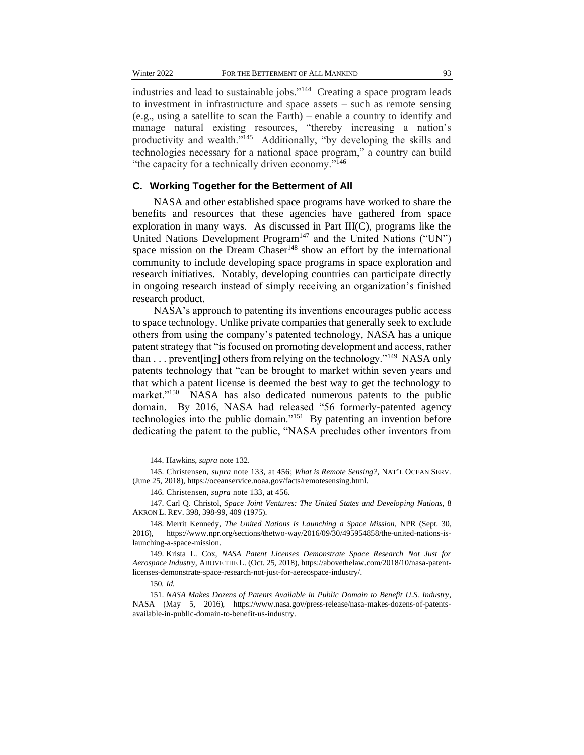industries and lead to sustainable jobs."[144] Creating a space program leads to investment in infrastructure and space assets – such as remote sensing (e.g., using a satellite to scan the Earth) – enable a country to identify and manage natural existing resources, "thereby increasing a nation's productivity and wealth."[145] Additionally, "by developing the skills and technologies necessary for a national space program," a country can build "the capacity for a technically driven economy."[146]

### C. Working Together for the Betterment of All

NASA and other established space programs have worked to share the benefits and resources that these agencies have gathered from space exploration in many ways. As discussed in Part III(C), programs like the United Nations Development Program[147] and the United Nations ("UN") space mission on the Dream Chaser[148] show an effort by the international community to include developing space programs in space exploration and research initiatives. Notably, developing countries can participate directly in ongoing research instead of simply receiving an organization's finished research product.

NASA's approach to patenting its inventions encourages public access to space technology. Unlike private companies that generally seek to exclude others from using the company's patented technology, NASA has a unique patent strategy that "is focused on promoting development and access, rather than . . . prevent[ing] others from relying on the technology."[149] NASA only patents technology that "can be brought to market within seven years and that which a patent license is deemed the best way to get the technology to market."[150] NASA has also dedicated numerous patents to the public domain. By 2016, NASA had released "56 formerly-patented agency technologies into the public domain."[151] By patenting an invention before dedicating the patent to the public, "NASA precludes other inventors from

---

144. Hawkins, *supra* note 132.

145. Christensen, *supra* note 133, at 456; *What is Remote Sensing?*, NAT'L OCEAN SERV. (June 25, 2018), https://oceanservice.noaa.gov/facts/remotesensing.html.

146. Christensen, *supra* note 133, at 456.

147. Carl Q. Christol, *Space Joint Ventures: The United States and Developing Nations*, 8 AKRON L. REV. 398, 398-99, 409 (1975).

148. Merrit Kennedy, *The United Nations is Launching a Space Mission*, NPR (Sept. 30, 2016), https://www.npr.org/sections/thetwo-way/2016/09/30/495954858/the-united-nations-is-launching-a-space-mission.

149. Krista L. Cox, *NASA Patent Licenses Demonstrate Space Research Not Just for Aerospace Industry*, ABOVE THE L. (Oct. 25, 2018), https://abovethelaw.com/2018/10/nasa-patent-licenses-demonstrate-space-research-not-just-for-aereospace-industry/.

150. *Id.*

151. *NASA Makes Dozens of Patents Available in Public Domain to Benefit U.S. Industry*, NASA (May 5, 2016), https://www.nasa.gov/press-release/nasa-makes-dozens-of-patents-available-in-public-domain-to-benefit-us-industry.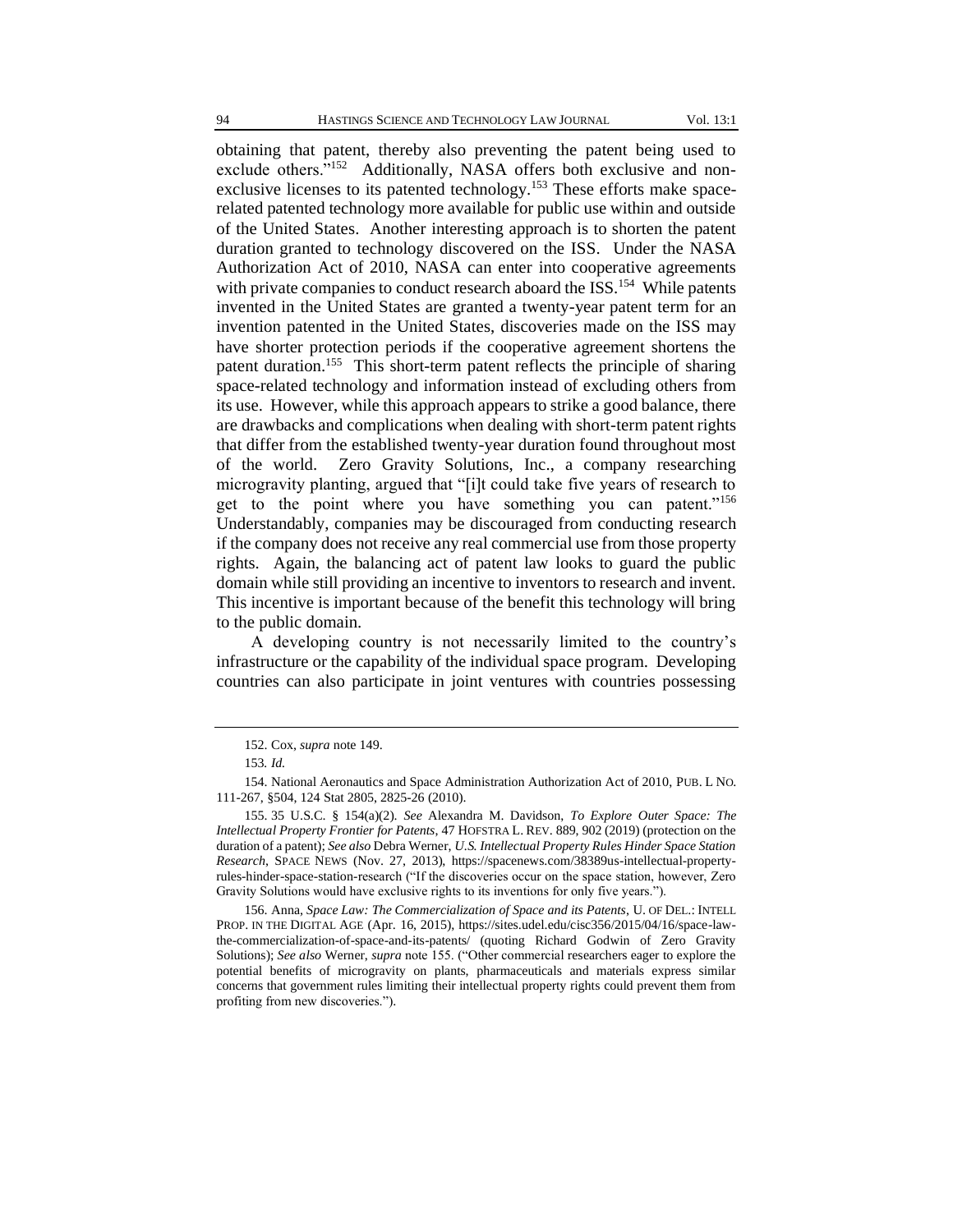obtaining that patent, thereby also preventing the patent being used to exclude others."[152] Additionally, NASA offers both exclusive and non-exclusive licenses to its patented technology.[153] These efforts make space-related patented technology more available for public use within and outside of the United States. Another interesting approach is to shorten the patent duration granted to technology discovered on the ISS. Under the NASA Authorization Act of 2010, NASA can enter into cooperative agreements with private companies to conduct research aboard the ISS.[154] While patents invented in the United States are granted a twenty-year patent term for an invention patented in the United States, discoveries made on the ISS may have shorter protection periods if the cooperative agreement shortens the patent duration.[155] This short-term patent reflects the principle of sharing space-related technology and information instead of excluding others from its use. However, while this approach appears to strike a good balance, there are drawbacks and complications when dealing with short-term patent rights that differ from the established twenty-year duration found throughout most of the world. Zero Gravity Solutions, Inc., a company researching microgravity planting, argued that "[i]t could take five years of research to get to the point where you have something you can patent."[156] Understandably, companies may be discouraged from conducting research if the company does not receive any real commercial use from those property rights. Again, the balancing act of patent law looks to guard the public domain while still providing an incentive to inventors to research and invent. This incentive is important because of the benefit this technology will bring to the public domain.

A developing country is not necessarily limited to the country's infrastructure or the capability of the individual space program. Developing countries can also participate in joint ventures with countries possessing

---

152. Cox, *supra* note 149.

153. *Id.*

154. National Aeronautics and Space Administration Authorization Act of 2010, PUB. L NO. 111-267, §504, 124 Stat 2805, 2825-26 (2010).

155. 35 U.S.C. § 154(a)(2). *See* Alexandra M. Davidson, *To Explore Outer Space: The Intellectual Property Frontier for Patents*, 47 HOFSTRA L. REV. 889, 902 (2019) (protection on the duration of a patent); *See also* Debra Werner, *U.S. Intellectual Property Rules Hinder Space Station Research*, SPACE NEWS (Nov. 27, 2013), https://spacenews.com/38389us-intellectual-property-rules-hinder-space-station-research ("If the discoveries occur on the space station, however, Zero Gravity Solutions would have exclusive rights to its inventions for only five years.").

156. Anna, *Space Law: The Commercialization of Space and its Patents*, U. OF DEL.: INTELL PROP. IN THE DIGITAL AGE (Apr. 16, 2015), https://sites.udel.edu/cisc356/2015/04/16/space-law-the-commercialization-of-space-and-its-patents/ (quoting Richard Godwin of Zero Gravity Solutions); *See also* Werner, *supra* note 155. ("Other commercial researchers eager to explore the potential benefits of microgravity on plants, pharmaceuticals and materials express similar concerns that government rules limiting their intellectual property rights could prevent them from profiting from new discoveries.").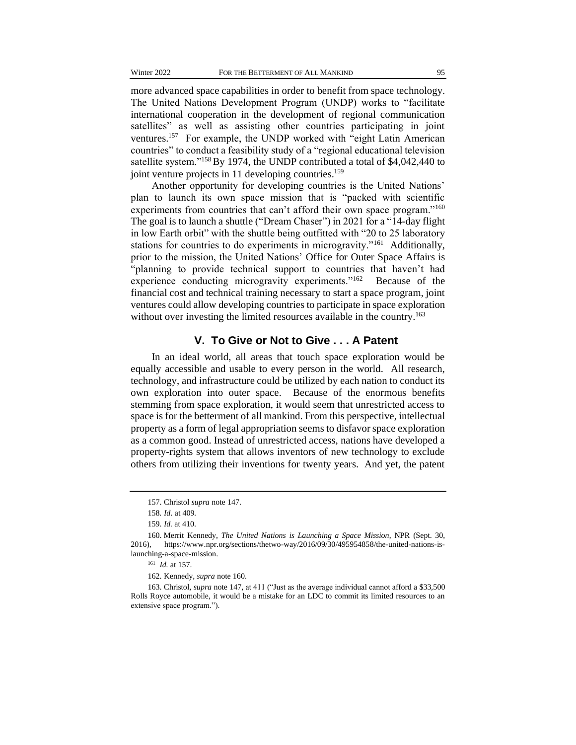more advanced space capabilities in order to benefit from space technology. The United Nations Development Program (UNDP) works to "facilitate international cooperation in the development of regional communication satellites" as well as assisting other countries participating in joint ventures.[157] For example, the UNDP worked with "eight Latin American countries" to conduct a feasibility study of a "regional educational television satellite system."[158] By 1974, the UNDP contributed a total of $4,042,440 to joint venture projects in 11 developing countries.[159]

Another opportunity for developing countries is the United Nations' plan to launch its own space mission that is "packed with scientific experiments from countries that can't afford their own space program."[160] The goal is to launch a shuttle ("Dream Chaser") in 2021 for a "14-day flight in low Earth orbit" with the shuttle being outfitted with "20 to 25 laboratory stations for countries to do experiments in microgravity."[161] Additionally, prior to the mission, the United Nations' Office for Outer Space Affairs is "planning to provide technical support to countries that haven't had experience conducting microgravity experiments."[162] Because of the financial cost and technical training necessary to start a space program, joint ventures could allow developing countries to participate in space exploration without over investing the limited resources available in the country.[163]

## V. To Give or Not to Give . . . A Patent

In an ideal world, all areas that touch space exploration would be equally accessible and usable to every person in the world. All research, technology, and infrastructure could be utilized by each nation to conduct its own exploration into outer space. Because of the enormous benefits stemming from space exploration, it would seem that unrestricted access to space is for the betterment of all mankind. From this perspective, intellectual property as a form of legal appropriation seems to disfavor space exploration as a common good. Instead of unrestricted access, nations have developed a property-rights system that allows inventors of new technology to exclude others from utilizing their inventions for twenty years. And yet, the patent

---

157. Christol *supra* note 147.

158. *Id.* at 409.

159. *Id.* at 410.

160. Merrit Kennedy, *The United Nations is Launching a Space Mission*, NPR (Sept. 30, 2016), https://www.npr.org/sections/thetwo-way/2016/09/30/495954858/the-united-nations-is-launching-a-space-mission.

161. *Id.* at 157.

162. Kennedy, *supra* note 160.

163. Christol, *supra* note 147, at 411 ("Just as the average individual cannot afford a $33,500 Rolls Royce automobile, it would be a mistake for an LDC to commit its limited resources to an extensive space program.").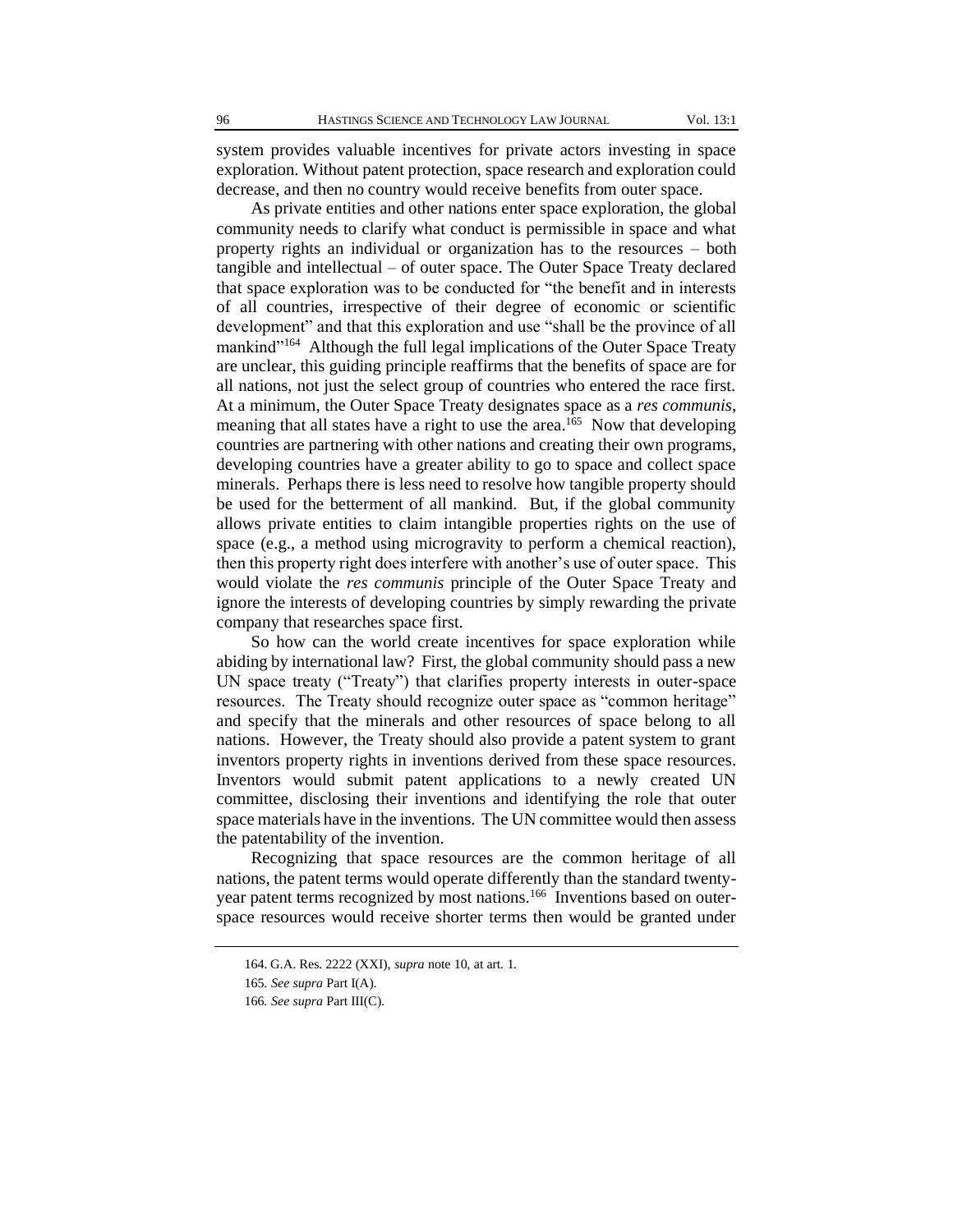system provides valuable incentives for private actors investing in space exploration. Without patent protection, space research and exploration could decrease, and then no country would receive benefits from outer space.

As private entities and other nations enter space exploration, the global community needs to clarify what conduct is permissible in space and what property rights an individual or organization has to the resources – both tangible and intellectual – of outer space. The Outer Space Treaty declared that space exploration was to be conducted for "the benefit and in interests of all countries, irrespective of their degree of economic or scientific development" and that this exploration and use "shall be the province of all mankind"[164] Although the full legal implications of the Outer Space Treaty are unclear, this guiding principle reaffirms that the benefits of space are for all nations, not just the select group of countries who entered the race first. At a minimum, the Outer Space Treaty designates space as a *res communis*, meaning that all states have a right to use the area.[165] Now that developing countries are partnering with other nations and creating their own programs, developing countries have a greater ability to go to space and collect space minerals. Perhaps there is less need to resolve how tangible property should be used for the betterment of all mankind. But, if the global community allows private entities to claim intangible properties rights on the use of space (e.g., a method using microgravity to perform a chemical reaction), then this property right does interfere with another's use of outer space. This would violate the *res communis* principle of the Outer Space Treaty and ignore the interests of developing countries by simply rewarding the private company that researches space first.

So how can the world create incentives for space exploration while abiding by international law? First, the global community should pass a new UN space treaty ("Treaty") that clarifies property interests in outer-space resources. The Treaty should recognize outer space as "common heritage" and specify that the minerals and other resources of space belong to all nations. However, the Treaty should also provide a patent system to grant inventors property rights in inventions derived from these space resources. Inventors would submit patent applications to a newly created UN committee, disclosing their inventions and identifying the role that outer space materials have in the inventions. The UN committee would then assess the patentability of the invention.

Recognizing that space resources are the common heritage of all nations, the patent terms would operate differently than the standard twenty-year patent terms recognized by most nations.[166] Inventions based on outer-space resources would receive shorter terms then would be granted under

---

164. G.A. Res. 2222 (XXI), *supra* note 10, at art. 1.

165. *See supra* Part I(A).

166. *See supra* Part III(C).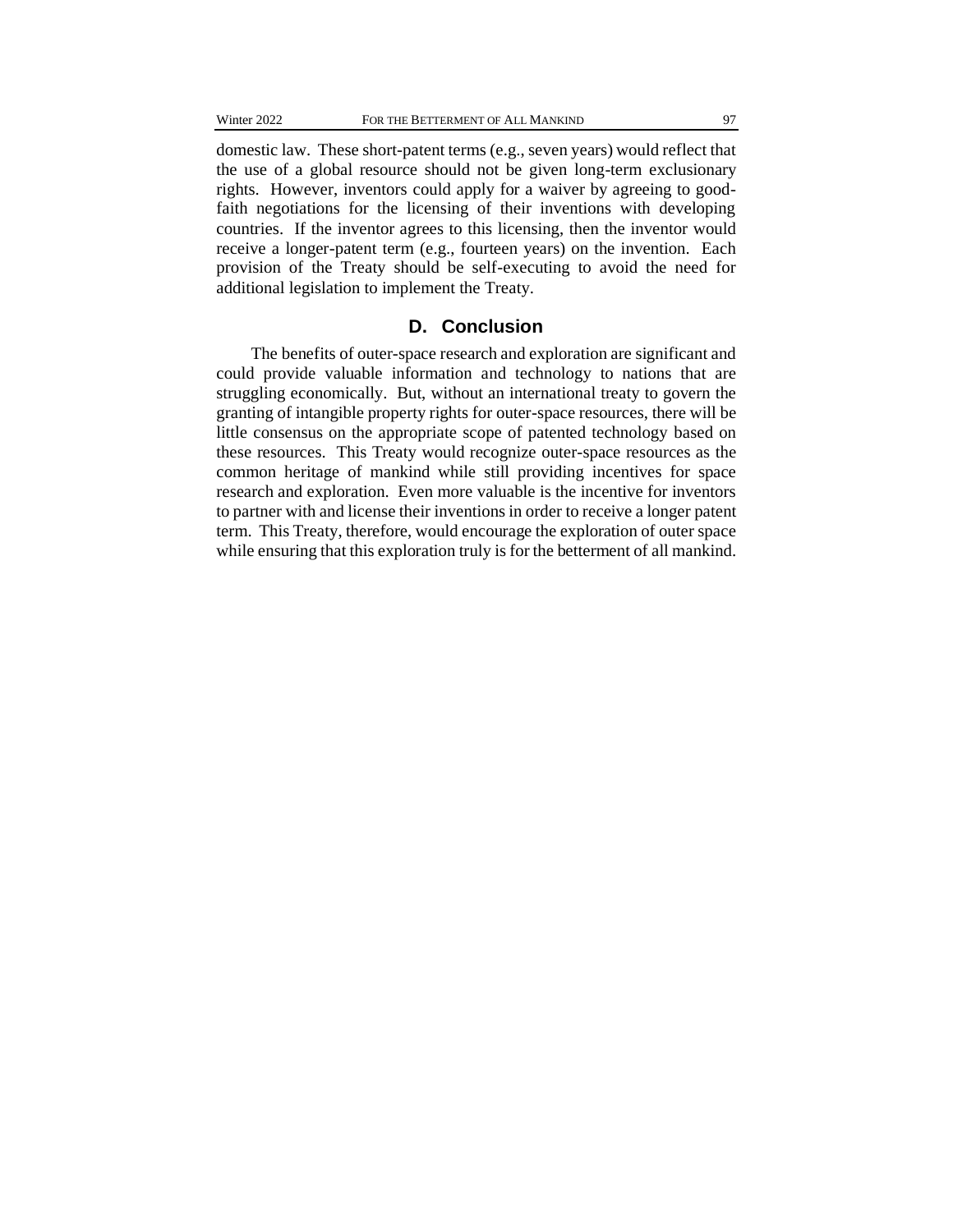domestic law. These short-patent terms (e.g., seven years) would reflect that the use of a global resource should not be given long-term exclusionary rights. However, inventors could apply for a waiver by agreeing to good-faith negotiations for the licensing of their inventions with developing countries. If the inventor agrees to this licensing, then the inventor would receive a longer-patent term (e.g., fourteen years) on the invention. Each provision of the Treaty should be self-executing to avoid the need for additional legislation to implement the Treaty.

## D. Conclusion

The benefits of outer-space research and exploration are significant and could provide valuable information and technology to nations that are struggling economically. But, without an international treaty to govern the granting of intangible property rights for outer-space resources, there will be little consensus on the appropriate scope of patented technology based on these resources. This Treaty would recognize outer-space resources as the common heritage of mankind while still providing incentives for space research and exploration. Even more valuable is the incentive for inventors to partner with and license their inventions in order to receive a longer patent term. This Treaty, therefore, would encourage the exploration of outer space while ensuring that this exploration truly is for the betterment of all mankind.